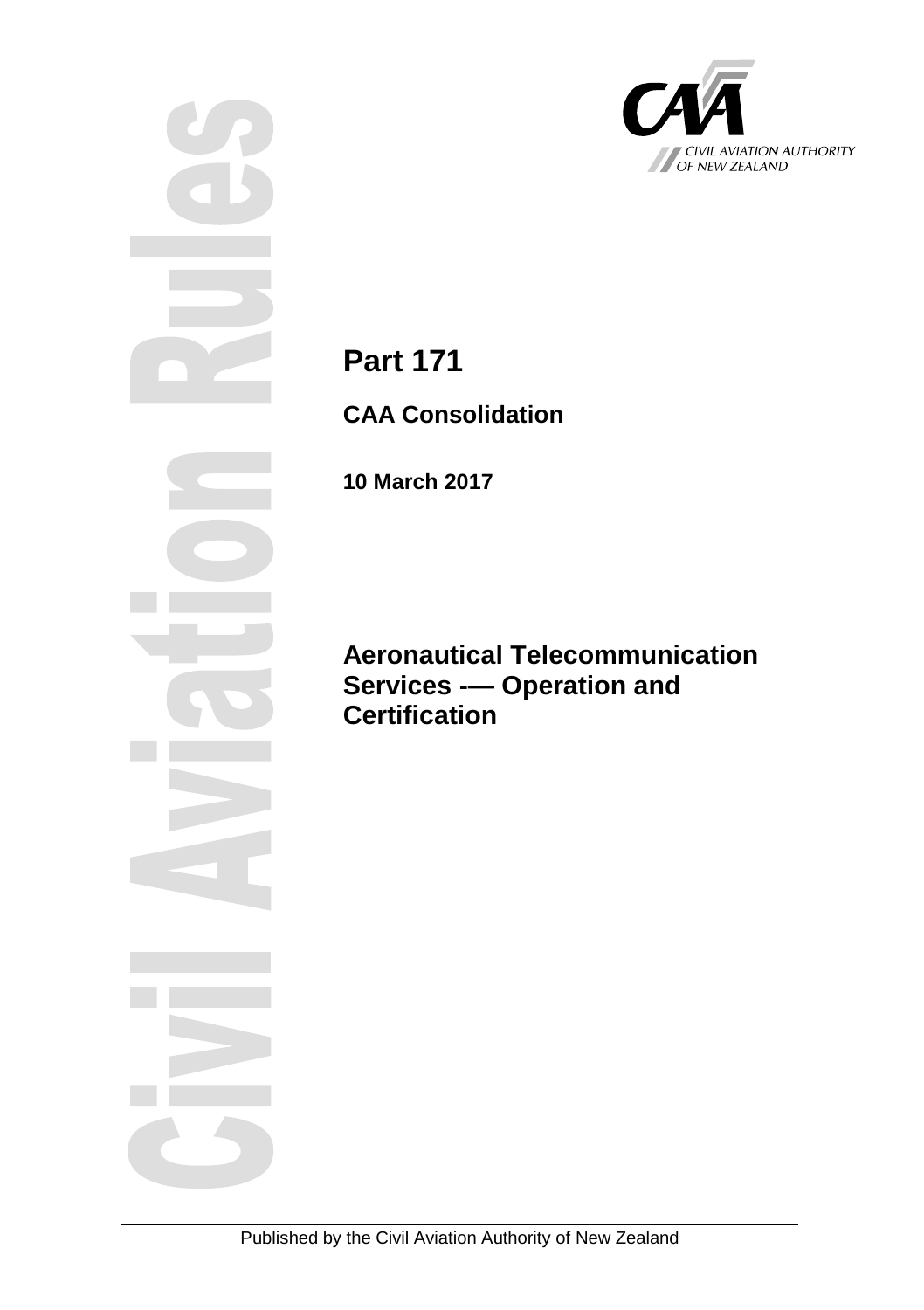CIVIL AVIATION AUTHORITY OF NEW ZEALAND

# Part 171

## CAA Consolidation

**10 March 2017**

## Aeronautical Telecommunication Services -— Operation and Certification

Published by the Civil Aviation Authority of New Zealand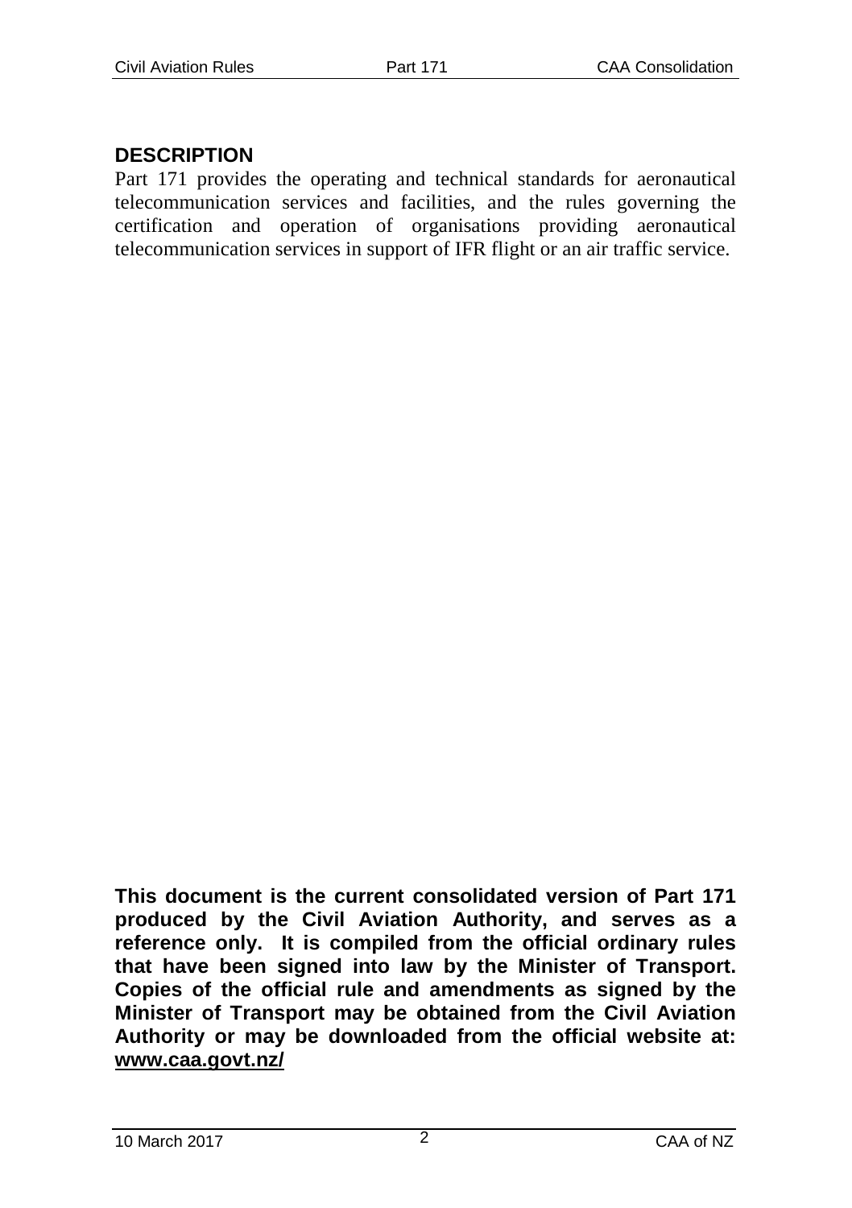## DESCRIPTION

Part 171 provides the operating and technical standards for aeronautical telecommunication services and facilities, and the rules governing the certification and operation of organisations providing aeronautical telecommunication services in support of IFR flight or an air traffic service.

**This document is the current consolidated version of Part 171 produced by the Civil Aviation Authority, and serves as a reference only. It is compiled from the official ordinary rules that have been signed into law by the Minister of Transport. Copies of the official rule and amendments as signed by the Minister of Transport may be obtained from the Civil Aviation Authority or may be downloaded from the official website at: www.caa.govt.nz/**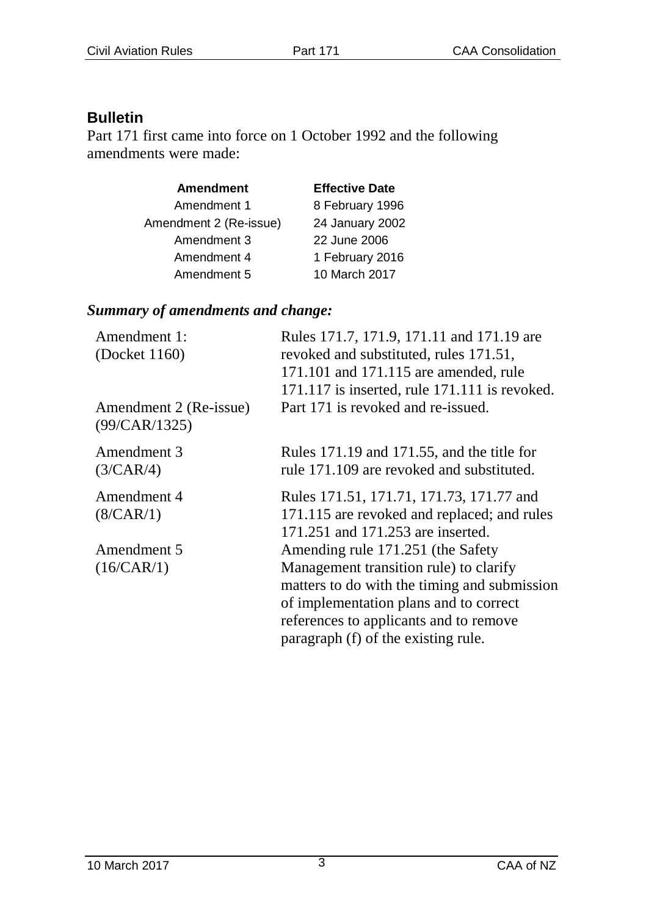## Bulletin

Part 171 first came into force on 1 October 1992 and the following amendments were made:

| Amendment | Effective Date |
|---|---|
| Amendment 1 | 8 February 1996 |
| Amendment 2 (Re-issue) | 24 January 2002 |
| Amendment 3 | 22 June 2006 |
| Amendment 4 | 1 February 2016 |
| Amendment 5 | 10 March 2017 |

### *Summary of amendments and change:*

| | |
|---|---|
| Amendment 1: (Docket 1160) | Rules 171.7, 171.9, 171.11 and 171.19 are revoked and substituted, rules 171.51, 171.101 and 171.115 are amended, rule 171.117 is inserted, rule 171.111 is revoked. |
| Amendment 2 (Re-issue) (99/CAR/1325) | Part 171 is revoked and re-issued. |
| Amendment 3 (3/CAR/4) | Rules 171.19 and 171.55, and the title for rule 171.109 are revoked and substituted. |
| Amendment 4 (8/CAR/1) | Rules 171.51, 171.71, 171.73, 171.77 and 171.115 are revoked and replaced; and rules 171.251 and 171.253 are inserted. |
| Amendment 5 (16/CAR/1) | Amending rule 171.251 (the Safety Management transition rule) to clarify matters to do with the timing and submission of implementation plans and to correct references to applicants and to remove paragraph (f) of the existing rule. |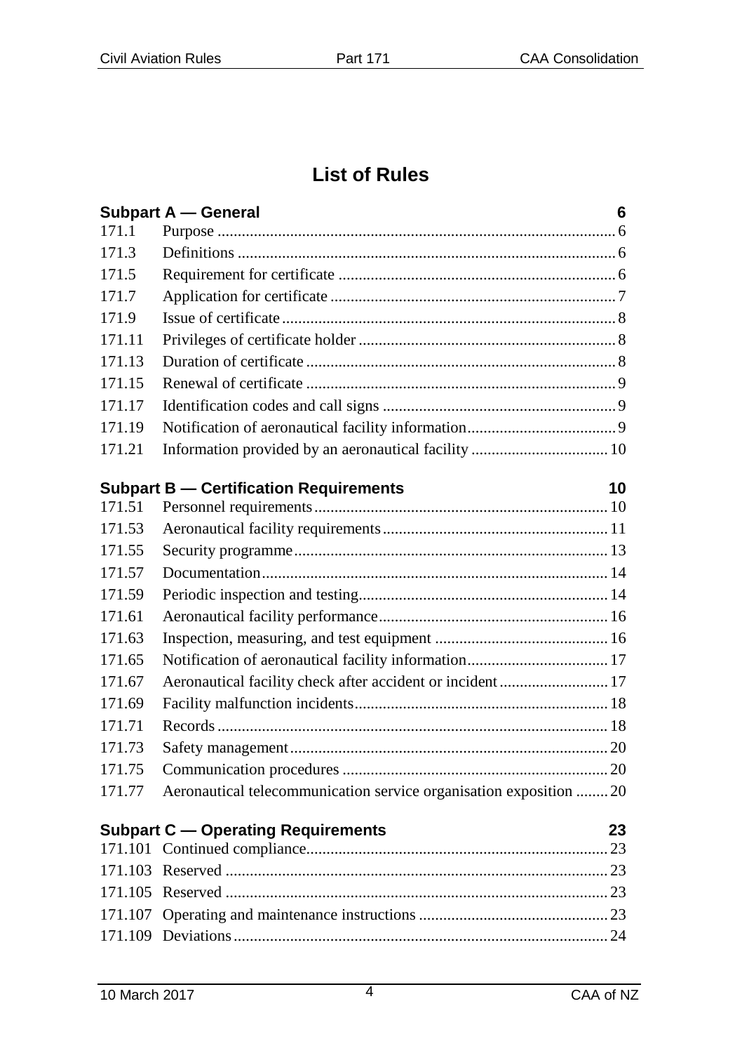# List of Rules

| | | |
|---|---|---|
| **Subpart A — General** | | **6** |
| 171.1 | Purpose | 6 |
| 171.3 | Definitions | 6 |
| 171.5 | Requirement for certificate | 6 |
| 171.7 | Application for certificate | 7 |
| 171.9 | Issue of certificate | 8 |
| 171.11 | Privileges of certificate holder | 8 |
| 171.13 | Duration of certificate | 8 |
| 171.15 | Renewal of certificate | 9 |
| 171.17 | Identification codes and call signs | 9 |
| 171.19 | Notification of aeronautical facility information | 9 |
| 171.21 | Information provided by an aeronautical facility | 10 |
| **Subpart B — Certification Requirements** | | **10** |
| 171.51 | Personnel requirements | 10 |
| 171.53 | Aeronautical facility requirements | 11 |
| 171.55 | Security programme | 13 |
| 171.57 | Documentation | 14 |
| 171.59 | Periodic inspection and testing | 14 |
| 171.61 | Aeronautical facility performance | 16 |
| 171.63 | Inspection, measuring, and test equipment | 16 |
| 171.65 | Notification of aeronautical facility information | 17 |
| 171.67 | Aeronautical facility check after accident or incident | 17 |
| 171.69 | Facility malfunction incidents | 18 |
| 171.71 | Records | 18 |
| 171.73 | Safety management | 20 |
| 171.75 | Communication procedures | 20 |
| 171.77 | Aeronautical telecommunication service organisation exposition | 20 |
| **Subpart C — Operating Requirements** | | **23** |
| 171.101 | Continued compliance | 23 |
| 171.103 | Reserved | 23 |
| 171.105 | Reserved | 23 |
| 171.107 | Operating and maintenance instructions | 23 |
| 171.109 | Deviations | 24 |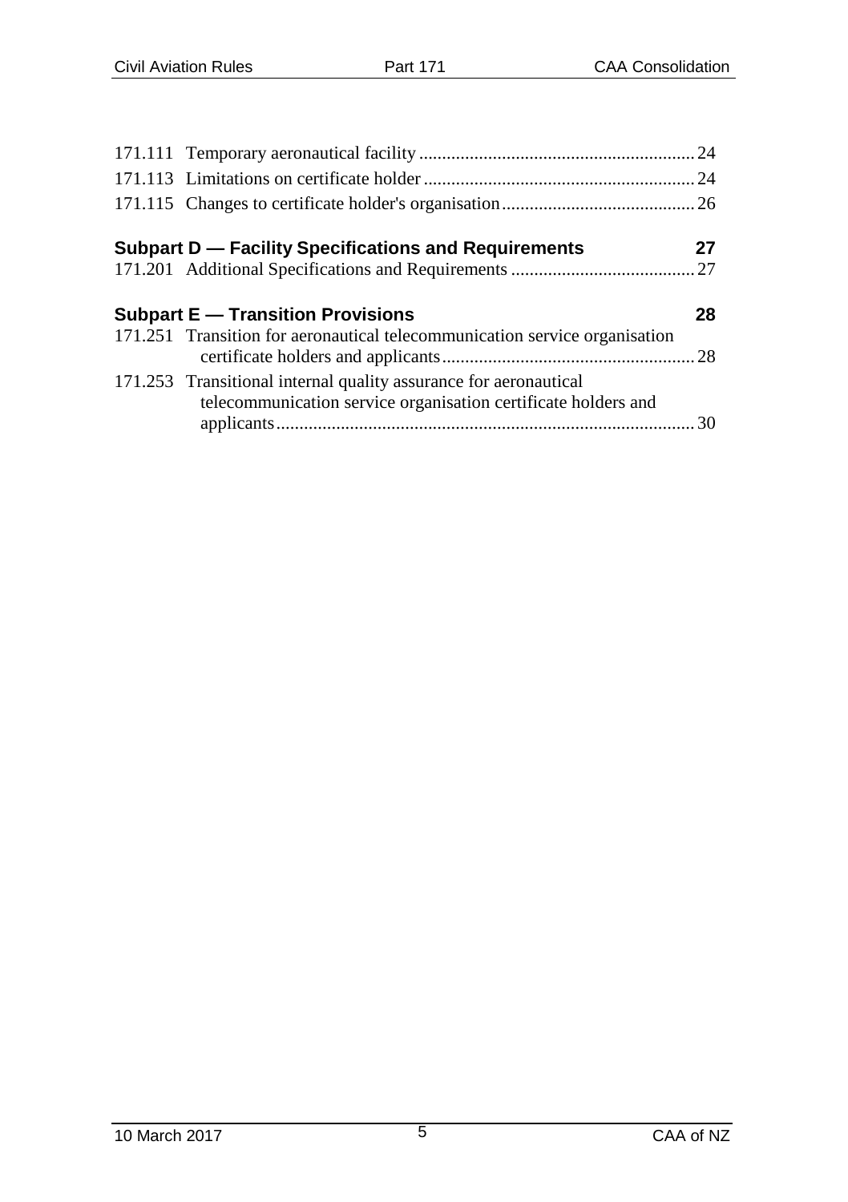171.111 Temporary aeronautical facility ........................................................... 24
171.113 Limitations on certificate holder .......................................................... 24
171.115 Changes to certificate holder's organisation......................................... 26

**Subpart D — Facility Specifications and Requirements 27**

171.201 Additional Specifications and Requirements ....................................... 27

**Subpart E — Transition Provisions 28**

171.251 Transition for aeronautical telecommunication service organisation certificate holders and applicants...................................................... 28
171.253 Transitional internal quality assurance for aeronautical telecommunication service organisation certificate holders and applicants......................................................................................... 30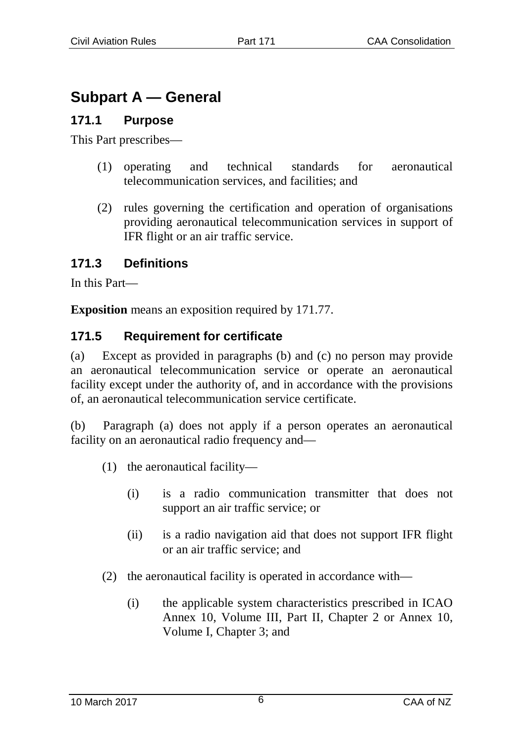# Subpart A — General

## 171.1 Purpose

This Part prescribes—

(1) operating and technical standards for aeronautical telecommunication services, and facilities; and

(2) rules governing the certification and operation of organisations providing aeronautical telecommunication services in support of IFR flight or an air traffic service.

## 171.3 Definitions

In this Part—

**Exposition** means an exposition required by 171.77.

## 171.5 Requirement for certificate

(a) Except as provided in paragraphs (b) and (c) no person may provide an aeronautical telecommunication service or operate an aeronautical facility except under the authority of, and in accordance with the provisions of, an aeronautical telecommunication service certificate.

(b) Paragraph (a) does not apply if a person operates an aeronautical facility on an aeronautical radio frequency and—

(1) the aeronautical facility—

(i) is a radio communication transmitter that does not support an air traffic service; or

(ii) is a radio navigation aid that does not support IFR flight or an air traffic service; and

(2) the aeronautical facility is operated in accordance with—

(i) the applicable system characteristics prescribed in ICAO Annex 10, Volume III, Part II, Chapter 2 or Annex 10, Volume I, Chapter 3; and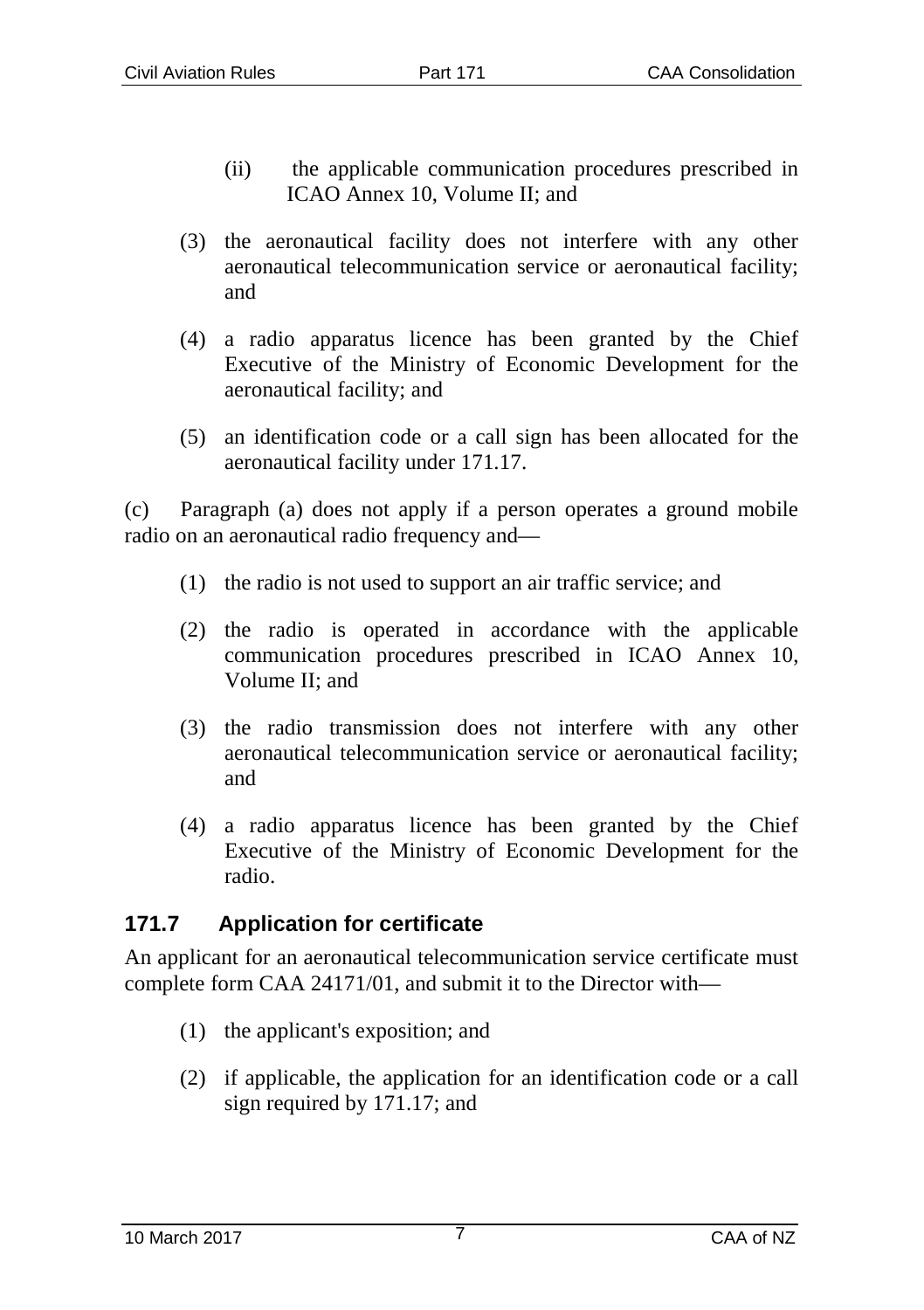(ii) the applicable communication procedures prescribed in ICAO Annex 10, Volume II; and

(3) the aeronautical facility does not interfere with any other aeronautical telecommunication service or aeronautical facility; and

(4) a radio apparatus licence has been granted by the Chief Executive of the Ministry of Economic Development for the aeronautical facility; and

(5) an identification code or a call sign has been allocated for the aeronautical facility under 171.17.

(c) Paragraph (a) does not apply if a person operates a ground mobile radio on an aeronautical radio frequency and—

(1) the radio is not used to support an air traffic service; and

(2) the radio is operated in accordance with the applicable communication procedures prescribed in ICAO Annex 10, Volume II; and

(3) the radio transmission does not interfere with any other aeronautical telecommunication service or aeronautical facility; and

(4) a radio apparatus licence has been granted by the Chief Executive of the Ministry of Economic Development for the radio.

### 171.7 Application for certificate

An applicant for an aeronautical telecommunication service certificate must complete form CAA 24171/01, and submit it to the Director with—

(1) the applicant's exposition; and

(2) if applicable, the application for an identification code or a call sign required by 171.17; and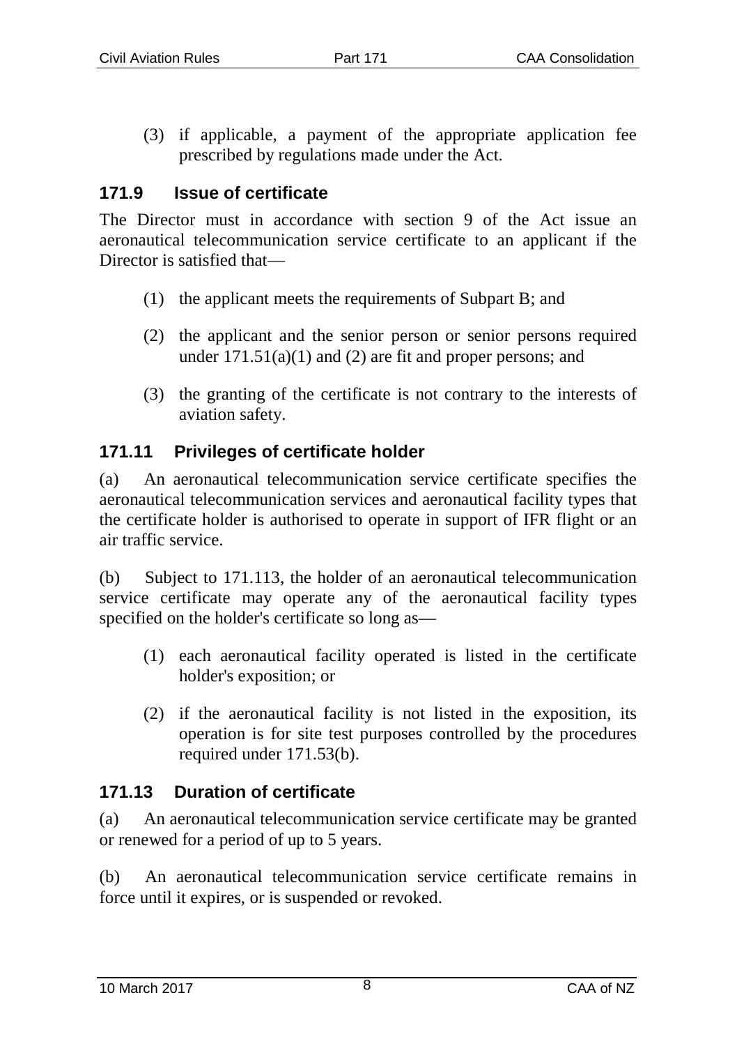(3) if applicable, a payment of the appropriate application fee prescribed by regulations made under the Act.

### 171.9 Issue of certificate

The Director must in accordance with section 9 of the Act issue an aeronautical telecommunication service certificate to an applicant if the Director is satisfied that—

(1) the applicant meets the requirements of Subpart B; and

(2) the applicant and the senior person or senior persons required under 171.51(a)(1) and (2) are fit and proper persons; and

(3) the granting of the certificate is not contrary to the interests of aviation safety.

### 171.11 Privileges of certificate holder

(a) An aeronautical telecommunication service certificate specifies the aeronautical telecommunication services and aeronautical facility types that the certificate holder is authorised to operate in support of IFR flight or an air traffic service.

(b) Subject to 171.113, the holder of an aeronautical telecommunication service certificate may operate any of the aeronautical facility types specified on the holder's certificate so long as—

(1) each aeronautical facility operated is listed in the certificate holder's exposition; or

(2) if the aeronautical facility is not listed in the exposition, its operation is for site test purposes controlled by the procedures required under 171.53(b).

### 171.13 Duration of certificate

(a) An aeronautical telecommunication service certificate may be granted or renewed for a period of up to 5 years.

(b) An aeronautical telecommunication service certificate remains in force until it expires, or is suspended or revoked.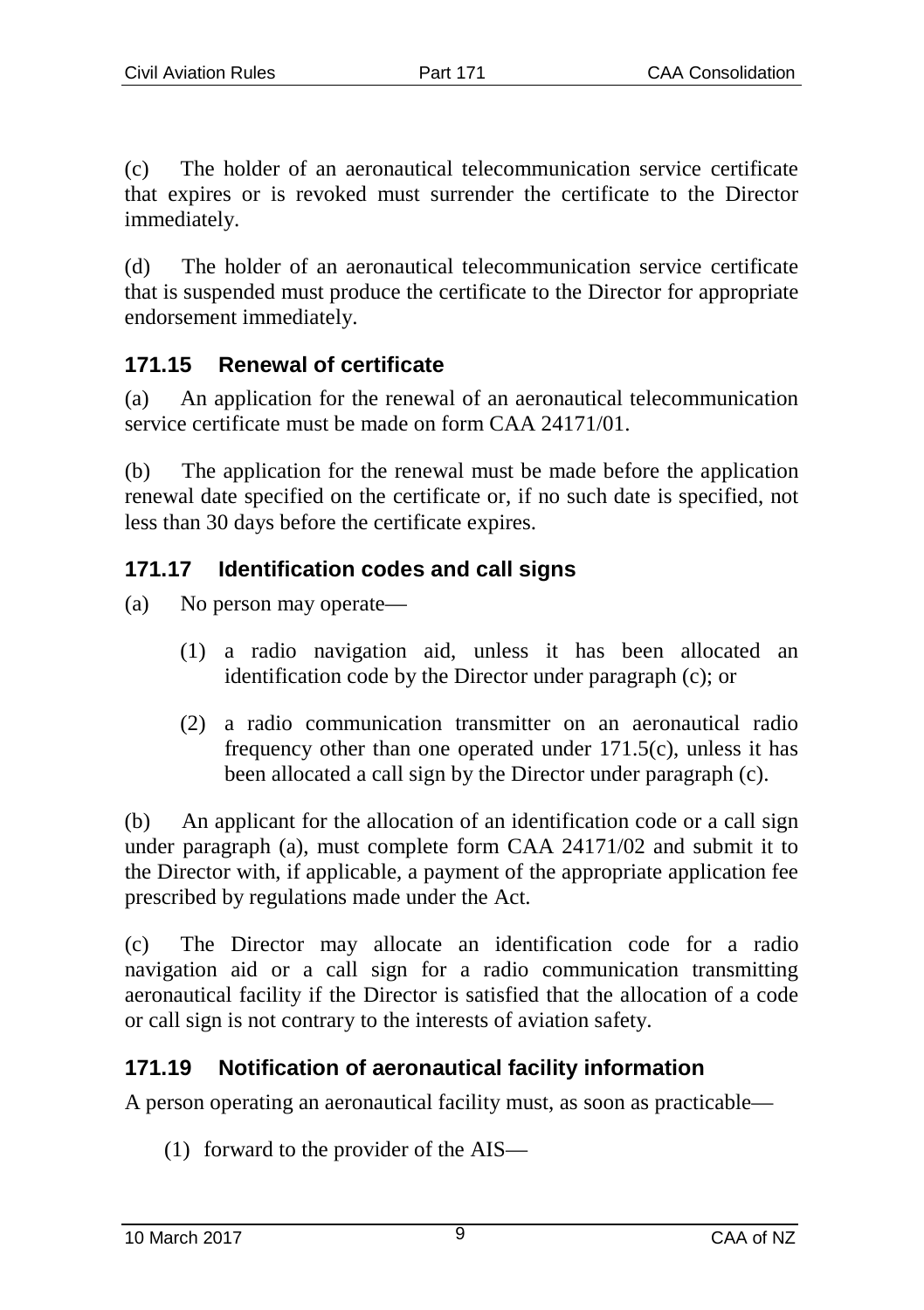(c) The holder of an aeronautical telecommunication service certificate that expires or is revoked must surrender the certificate to the Director immediately.

(d) The holder of an aeronautical telecommunication service certificate that is suspended must produce the certificate to the Director for appropriate endorsement immediately.

### 171.15 Renewal of certificate

(a) An application for the renewal of an aeronautical telecommunication service certificate must be made on form CAA 24171/01.

(b) The application for the renewal must be made before the application renewal date specified on the certificate or, if no such date is specified, not less than 30 days before the certificate expires.

### 171.17 Identification codes and call signs

(a) No person may operate—

(1) a radio navigation aid, unless it has been allocated an identification code by the Director under paragraph (c); or

(2) a radio communication transmitter on an aeronautical radio frequency other than one operated under 171.5(c), unless it has been allocated a call sign by the Director under paragraph (c).

(b) An applicant for the allocation of an identification code or a call sign under paragraph (a), must complete form CAA 24171/02 and submit it to the Director with, if applicable, a payment of the appropriate application fee prescribed by regulations made under the Act.

(c) The Director may allocate an identification code for a radio navigation aid or a call sign for a radio communication transmitting aeronautical facility if the Director is satisfied that the allocation of a code or call sign is not contrary to the interests of aviation safety.

### 171.19 Notification of aeronautical facility information

A person operating an aeronautical facility must, as soon as practicable—

(1) forward to the provider of the AIS—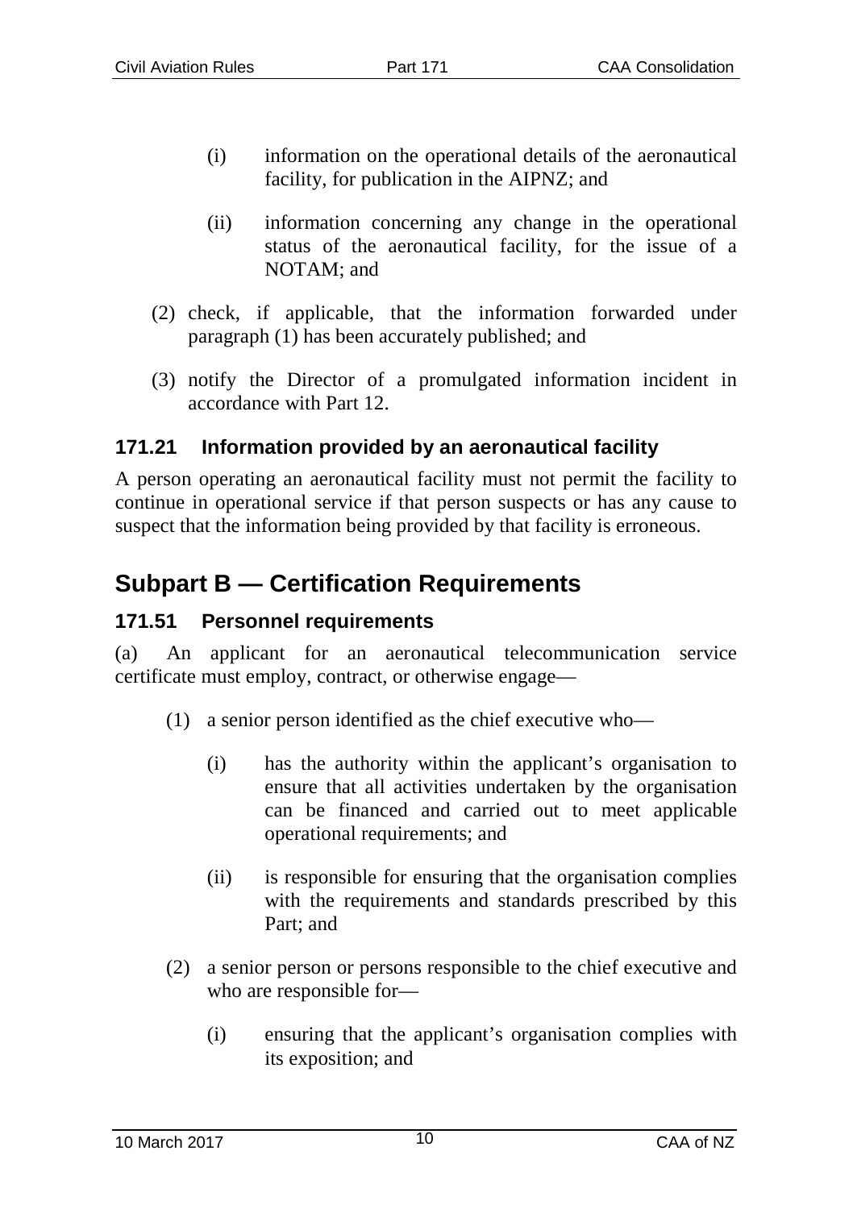(i) information on the operational details of the aeronautical facility, for publication in the AIPNZ; and

(ii) information concerning any change in the operational status of the aeronautical facility, for the issue of a NOTAM; and

(2) check, if applicable, that the information forwarded under paragraph (1) has been accurately published; and

(3) notify the Director of a promulgated information incident in accordance with Part 12.

### 171.21 Information provided by an aeronautical facility

A person operating an aeronautical facility must not permit the facility to continue in operational service if that person suspects or has any cause to suspect that the information being provided by that facility is erroneous.

## Subpart B — Certification Requirements

### 171.51 Personnel requirements

(a) An applicant for an aeronautical telecommunication service certificate must employ, contract, or otherwise engage—

(1) a senior person identified as the chief executive who—

(i) has the authority within the applicant's organisation to ensure that all activities undertaken by the organisation can be financed and carried out to meet applicable operational requirements; and

(ii) is responsible for ensuring that the organisation complies with the requirements and standards prescribed by this Part; and

(2) a senior person or persons responsible to the chief executive and who are responsible for—

(i) ensuring that the applicant's organisation complies with its exposition; and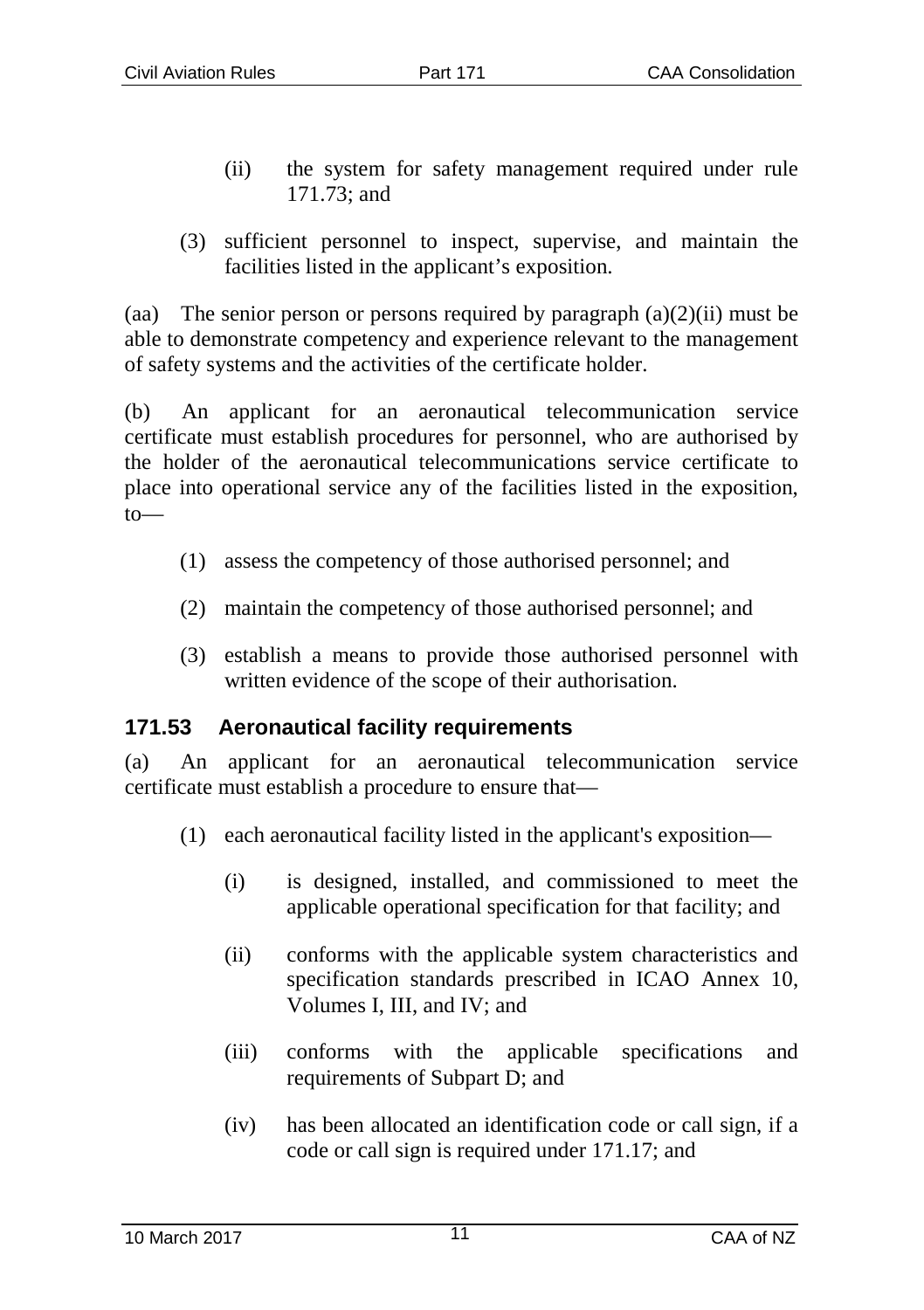(ii) the system for safety management required under rule 171.73; and

(3) sufficient personnel to inspect, supervise, and maintain the facilities listed in the applicant's exposition.

(aa) The senior person or persons required by paragraph (a)(2)(ii) must be able to demonstrate competency and experience relevant to the management of safety systems and the activities of the certificate holder.

(b) An applicant for an aeronautical telecommunication service certificate must establish procedures for personnel, who are authorised by the holder of the aeronautical telecommunications service certificate to place into operational service any of the facilities listed in the exposition, to—

(1) assess the competency of those authorised personnel; and

(2) maintain the competency of those authorised personnel; and

(3) establish a means to provide those authorised personnel with written evidence of the scope of their authorisation.

### 171.53 Aeronautical facility requirements

(a) An applicant for an aeronautical telecommunication service certificate must establish a procedure to ensure that—

(1) each aeronautical facility listed in the applicant's exposition—

(i) is designed, installed, and commissioned to meet the applicable operational specification for that facility; and

(ii) conforms with the applicable system characteristics and specification standards prescribed in ICAO Annex 10, Volumes I, III, and IV; and

(iii) conforms with the applicable specifications and requirements of Subpart D; and

(iv) has been allocated an identification code or call sign, if a code or call sign is required under 171.17; and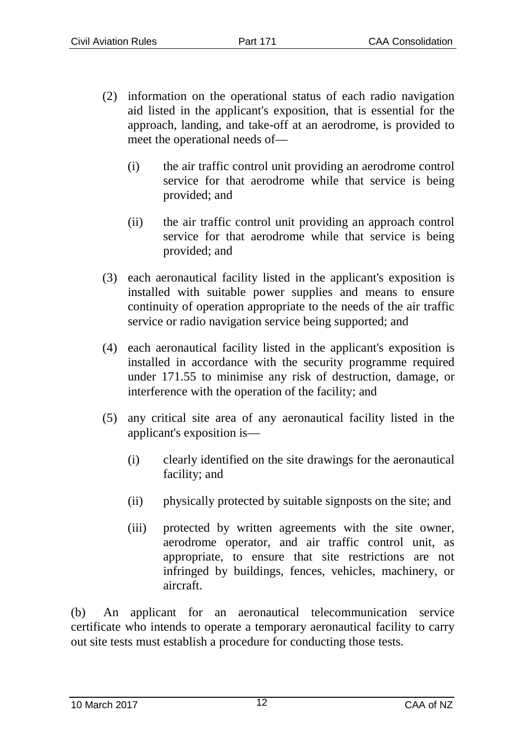(2) information on the operational status of each radio navigation aid listed in the applicant's exposition, that is essential for the approach, landing, and take-off at an aerodrome, is provided to meet the operational needs of—

   (i) the air traffic control unit providing an aerodrome control service for that aerodrome while that service is being provided; and

   (ii) the air traffic control unit providing an approach control service for that aerodrome while that service is being provided; and

(3) each aeronautical facility listed in the applicant's exposition is installed with suitable power supplies and means to ensure continuity of operation appropriate to the needs of the air traffic service or radio navigation service being supported; and

(4) each aeronautical facility listed in the applicant's exposition is installed in accordance with the security programme required under 171.55 to minimise any risk of destruction, damage, or interference with the operation of the facility; and

(5) any critical site area of any aeronautical facility listed in the applicant's exposition is—

   (i) clearly identified on the site drawings for the aeronautical facility; and

   (ii) physically protected by suitable signposts on the site; and

   (iii) protected by written agreements with the site owner, aerodrome operator, and air traffic control unit, as appropriate, to ensure that site restrictions are not infringed by buildings, fences, vehicles, machinery, or aircraft.

(b) An applicant for an aeronautical telecommunication service certificate who intends to operate a temporary aeronautical facility to carry out site tests must establish a procedure for conducting those tests.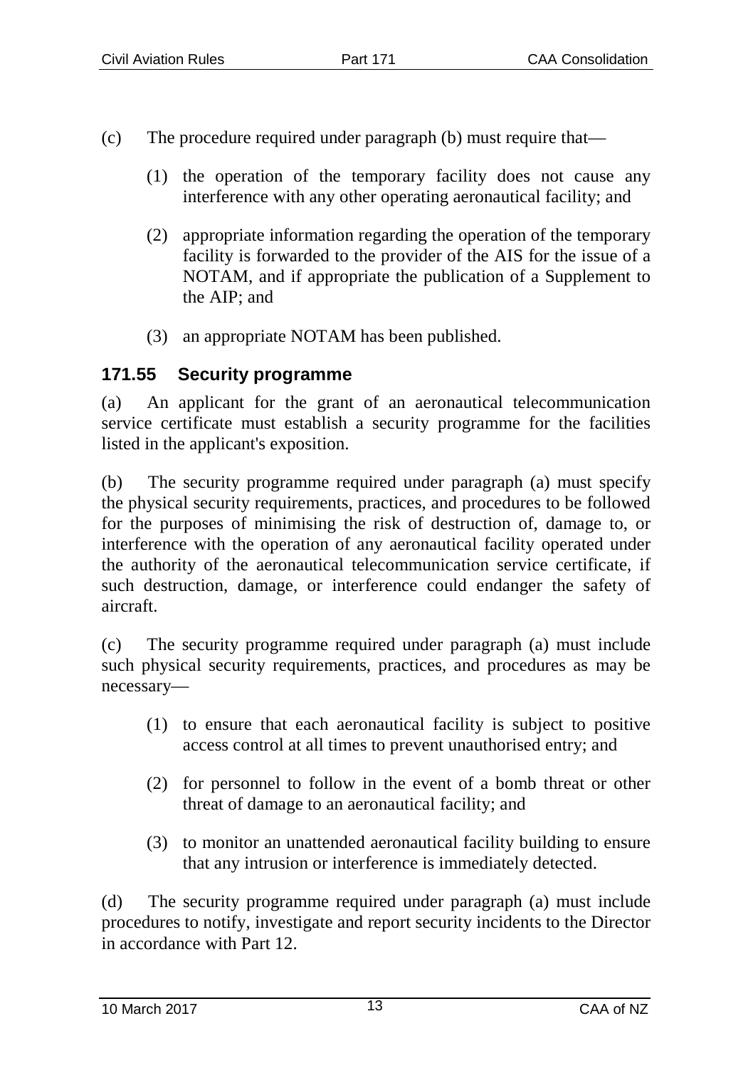(c) The procedure required under paragraph (b) must require that—

(1) the operation of the temporary facility does not cause any interference with any other operating aeronautical facility; and

(2) appropriate information regarding the operation of the temporary facility is forwarded to the provider of the AIS for the issue of a NOTAM, and if appropriate the publication of a Supplement to the AIP; and

(3) an appropriate NOTAM has been published.

## 171.55 Security programme

(a) An applicant for the grant of an aeronautical telecommunication service certificate must establish a security programme for the facilities listed in the applicant's exposition.

(b) The security programme required under paragraph (a) must specify the physical security requirements, practices, and procedures to be followed for the purposes of minimising the risk of destruction of, damage to, or interference with the operation of any aeronautical facility operated under the authority of the aeronautical telecommunication service certificate, if such destruction, damage, or interference could endanger the safety of aircraft.

(c) The security programme required under paragraph (a) must include such physical security requirements, practices, and procedures as may be necessary—

(1) to ensure that each aeronautical facility is subject to positive access control at all times to prevent unauthorised entry; and

(2) for personnel to follow in the event of a bomb threat or other threat of damage to an aeronautical facility; and

(3) to monitor an unattended aeronautical facility building to ensure that any intrusion or interference is immediately detected.

(d) The security programme required under paragraph (a) must include procedures to notify, investigate and report security incidents to the Director in accordance with Part 12.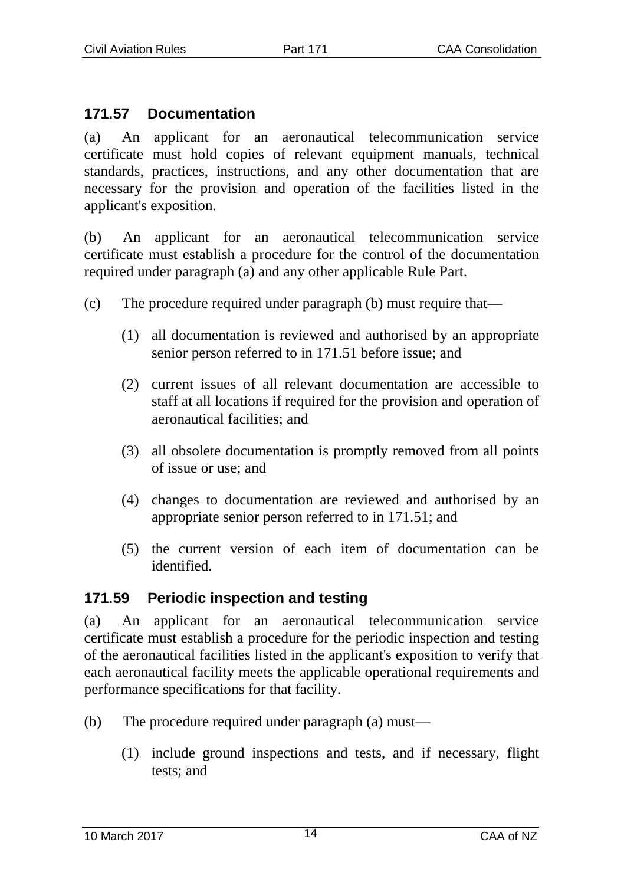## 171.57 Documentation

(a) An applicant for an aeronautical telecommunication service certificate must hold copies of relevant equipment manuals, technical standards, practices, instructions, and any other documentation that are necessary for the provision and operation of the facilities listed in the applicant's exposition.

(b) An applicant for an aeronautical telecommunication service certificate must establish a procedure for the control of the documentation required under paragraph (a) and any other applicable Rule Part.

(c) The procedure required under paragraph (b) must require that—

(1) all documentation is reviewed and authorised by an appropriate senior person referred to in 171.51 before issue; and

(2) current issues of all relevant documentation are accessible to staff at all locations if required for the provision and operation of aeronautical facilities; and

(3) all obsolete documentation is promptly removed from all points of issue or use; and

(4) changes to documentation are reviewed and authorised by an appropriate senior person referred to in 171.51; and

(5) the current version of each item of documentation can be identified.

## 171.59 Periodic inspection and testing

(a) An applicant for an aeronautical telecommunication service certificate must establish a procedure for the periodic inspection and testing of the aeronautical facilities listed in the applicant's exposition to verify that each aeronautical facility meets the applicable operational requirements and performance specifications for that facility.

(b) The procedure required under paragraph (a) must—

(1) include ground inspections and tests, and if necessary, flight tests; and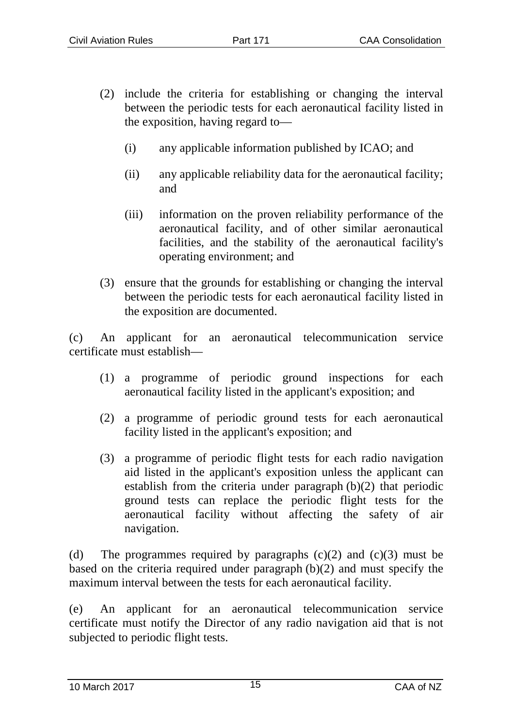(2) include the criteria for establishing or changing the interval between the periodic tests for each aeronautical facility listed in the exposition, having regard to—

   (i) any applicable information published by ICAO; and

   (ii) any applicable reliability data for the aeronautical facility; and

   (iii) information on the proven reliability performance of the aeronautical facility, and of other similar aeronautical facilities, and the stability of the aeronautical facility's operating environment; and

(3) ensure that the grounds for establishing or changing the interval between the periodic tests for each aeronautical facility listed in the exposition are documented.

(c) An applicant for an aeronautical telecommunication service certificate must establish—

(1) a programme of periodic ground inspections for each aeronautical facility listed in the applicant's exposition; and

(2) a programme of periodic ground tests for each aeronautical facility listed in the applicant's exposition; and

(3) a programme of periodic flight tests for each radio navigation aid listed in the applicant's exposition unless the applicant can establish from the criteria under paragraph (b)(2) that periodic ground tests can replace the periodic flight tests for the aeronautical facility without affecting the safety of air navigation.

(d) The programmes required by paragraphs (c)(2) and (c)(3) must be based on the criteria required under paragraph (b)(2) and must specify the maximum interval between the tests for each aeronautical facility.

(e) An applicant for an aeronautical telecommunication service certificate must notify the Director of any radio navigation aid that is not subjected to periodic flight tests.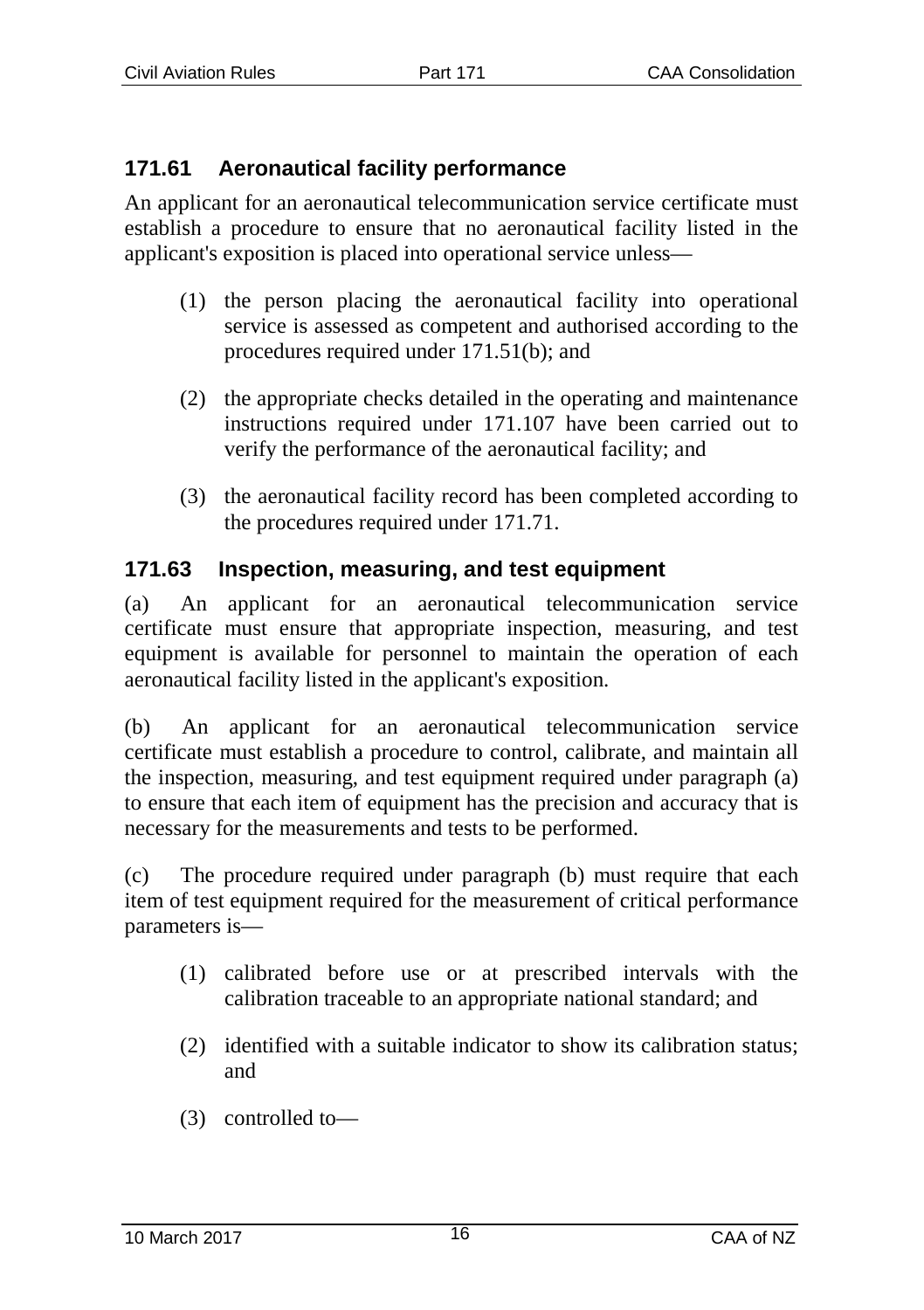## 171.61 Aeronautical facility performance

An applicant for an aeronautical telecommunication service certificate must establish a procedure to ensure that no aeronautical facility listed in the applicant's exposition is placed into operational service unless—

(1) the person placing the aeronautical facility into operational service is assessed as competent and authorised according to the procedures required under 171.51(b); and

(2) the appropriate checks detailed in the operating and maintenance instructions required under 171.107 have been carried out to verify the performance of the aeronautical facility; and

(3) the aeronautical facility record has been completed according to the procedures required under 171.71.

## 171.63 Inspection, measuring, and test equipment

(a) An applicant for an aeronautical telecommunication service certificate must ensure that appropriate inspection, measuring, and test equipment is available for personnel to maintain the operation of each aeronautical facility listed in the applicant's exposition.

(b) An applicant for an aeronautical telecommunication service certificate must establish a procedure to control, calibrate, and maintain all the inspection, measuring, and test equipment required under paragraph (a) to ensure that each item of equipment has the precision and accuracy that is necessary for the measurements and tests to be performed.

(c) The procedure required under paragraph (b) must require that each item of test equipment required for the measurement of critical performance parameters is—

(1) calibrated before use or at prescribed intervals with the calibration traceable to an appropriate national standard; and

(2) identified with a suitable indicator to show its calibration status; and

(3) controlled to—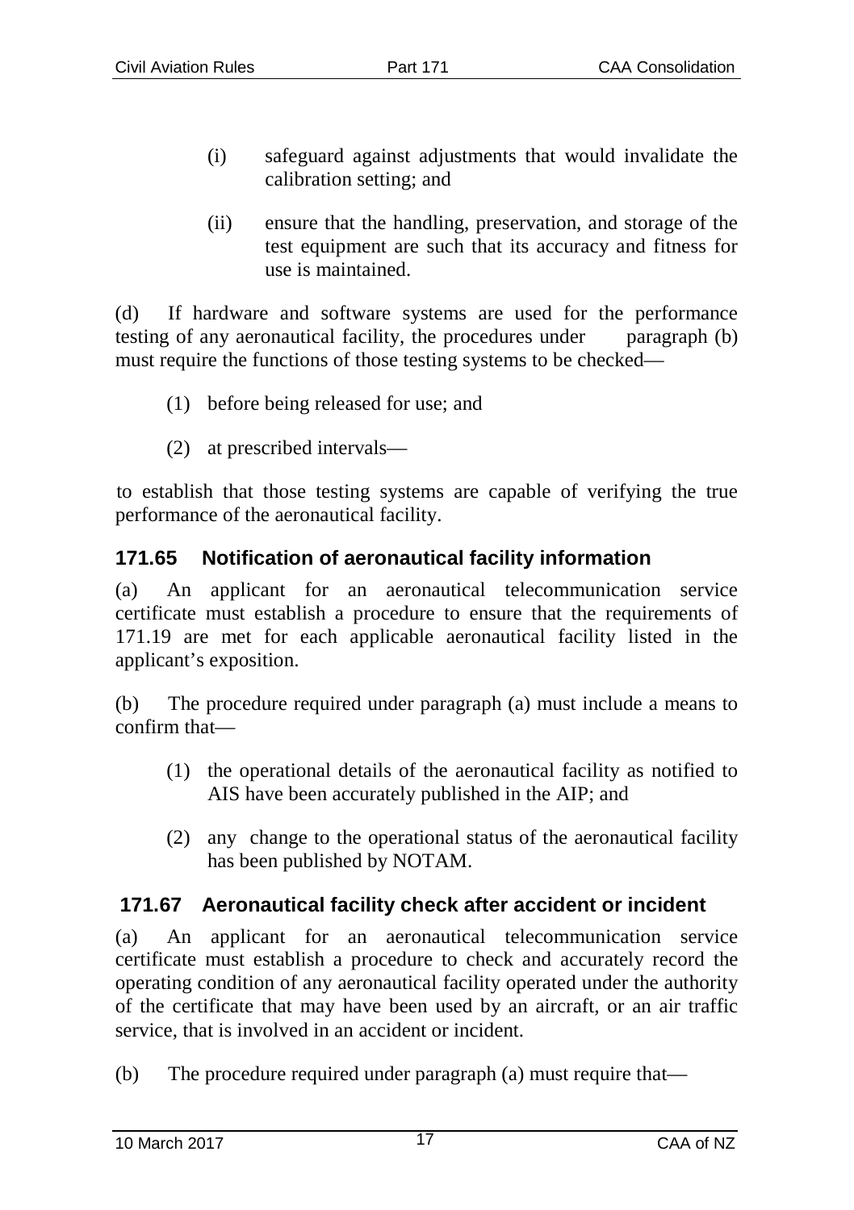(i) safeguard against adjustments that would invalidate the calibration setting; and

(ii) ensure that the handling, preservation, and storage of the test equipment are such that its accuracy and fitness for use is maintained.

(d) If hardware and software systems are used for the performance testing of any aeronautical facility, the procedures under paragraph (b) must require the functions of those testing systems to be checked—

(1) before being released for use; and

(2) at prescribed intervals—

to establish that those testing systems are capable of verifying the true performance of the aeronautical facility.

### 171.65 Notification of aeronautical facility information

(a) An applicant for an aeronautical telecommunication service certificate must establish a procedure to ensure that the requirements of 171.19 are met for each applicable aeronautical facility listed in the applicant's exposition.

(b) The procedure required under paragraph (a) must include a means to confirm that—

(1) the operational details of the aeronautical facility as notified to AIS have been accurately published in the AIP; and

(2) any change to the operational status of the aeronautical facility has been published by NOTAM.

### 171.67 Aeronautical facility check after accident or incident

(a) An applicant for an aeronautical telecommunication service certificate must establish a procedure to check and accurately record the operating condition of any aeronautical facility operated under the authority of the certificate that may have been used by an aircraft, or an air traffic service, that is involved in an accident or incident.

(b) The procedure required under paragraph (a) must require that—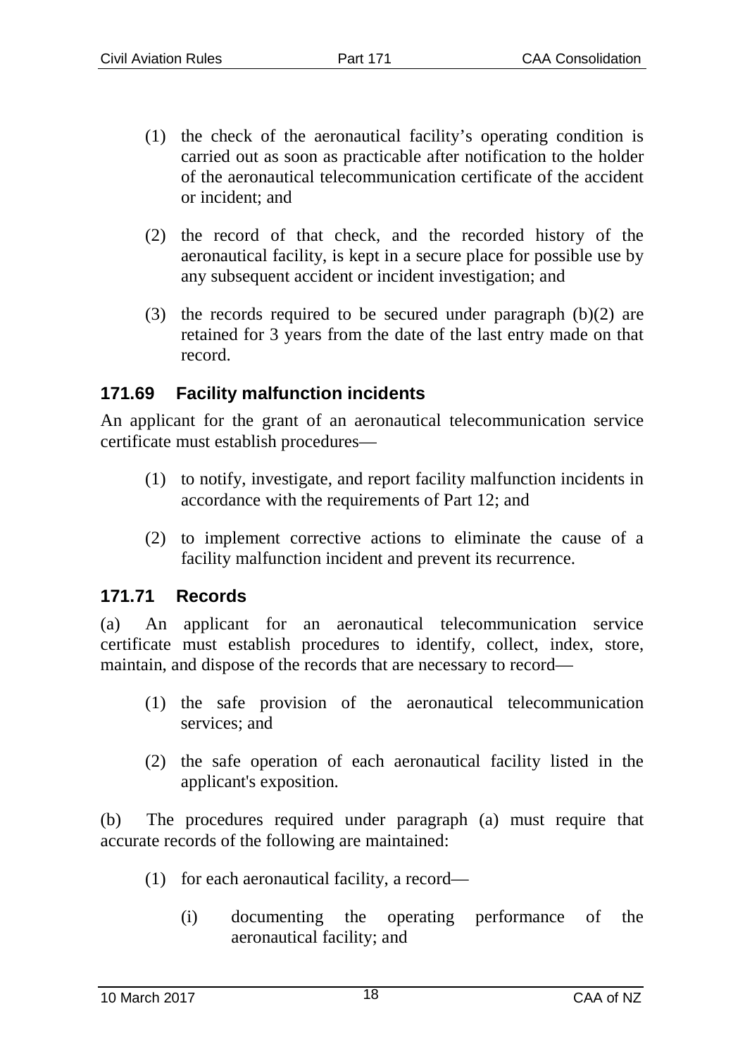(1) the check of the aeronautical facility's operating condition is carried out as soon as practicable after notification to the holder of the aeronautical telecommunication certificate of the accident or incident; and

(2) the record of that check, and the recorded history of the aeronautical facility, is kept in a secure place for possible use by any subsequent accident or incident investigation; and

(3) the records required to be secured under paragraph (b)(2) are retained for 3 years from the date of the last entry made on that record.

### 171.69 Facility malfunction incidents

An applicant for the grant of an aeronautical telecommunication service certificate must establish procedures—

(1) to notify, investigate, and report facility malfunction incidents in accordance with the requirements of Part 12; and

(2) to implement corrective actions to eliminate the cause of a facility malfunction incident and prevent its recurrence.

### 171.71 Records

(a) An applicant for an aeronautical telecommunication service certificate must establish procedures to identify, collect, index, store, maintain, and dispose of the records that are necessary to record—

(1) the safe provision of the aeronautical telecommunication services; and

(2) the safe operation of each aeronautical facility listed in the applicant's exposition.

(b) The procedures required under paragraph (a) must require that accurate records of the following are maintained:

(1) for each aeronautical facility, a record—

(i) documenting the operating performance of the aeronautical facility; and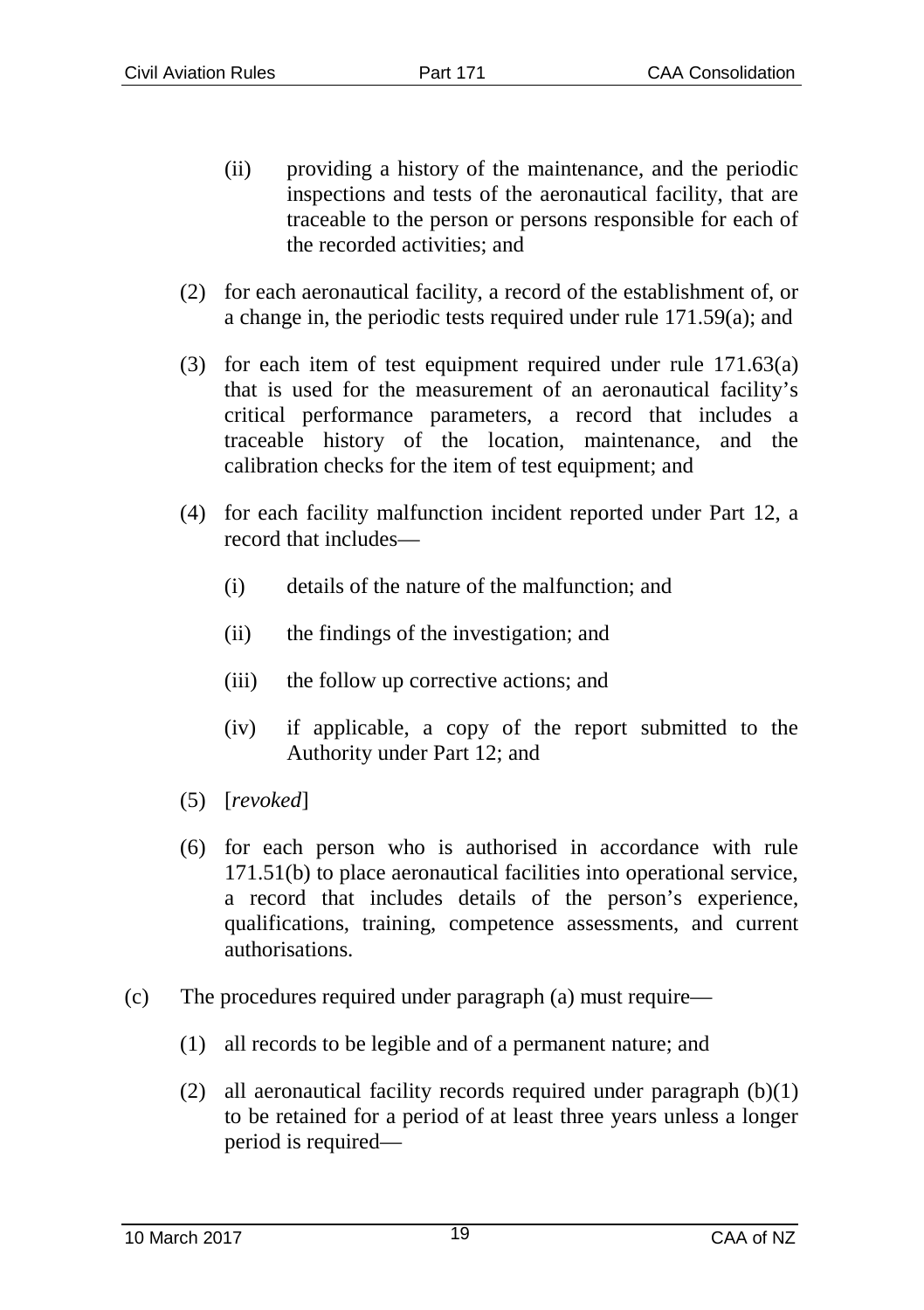(ii) providing a history of the maintenance, and the periodic inspections and tests of the aeronautical facility, that are traceable to the person or persons responsible for each of the recorded activities; and

(2) for each aeronautical facility, a record of the establishment of, or a change in, the periodic tests required under rule 171.59(a); and

(3) for each item of test equipment required under rule 171.63(a) that is used for the measurement of an aeronautical facility's critical performance parameters, a record that includes a traceable history of the location, maintenance, and the calibration checks for the item of test equipment; and

(4) for each facility malfunction incident reported under Part 12, a record that includes—

(i) details of the nature of the malfunction; and

(ii) the findings of the investigation; and

(iii) the follow up corrective actions; and

(iv) if applicable, a copy of the report submitted to the Authority under Part 12; and

(5) [*revoked*]

(6) for each person who is authorised in accordance with rule 171.51(b) to place aeronautical facilities into operational service, a record that includes details of the person's experience, qualifications, training, competence assessments, and current authorisations.

(c) The procedures required under paragraph (a) must require—

(1) all records to be legible and of a permanent nature; and

(2) all aeronautical facility records required under paragraph (b)(1) to be retained for a period of at least three years unless a longer period is required—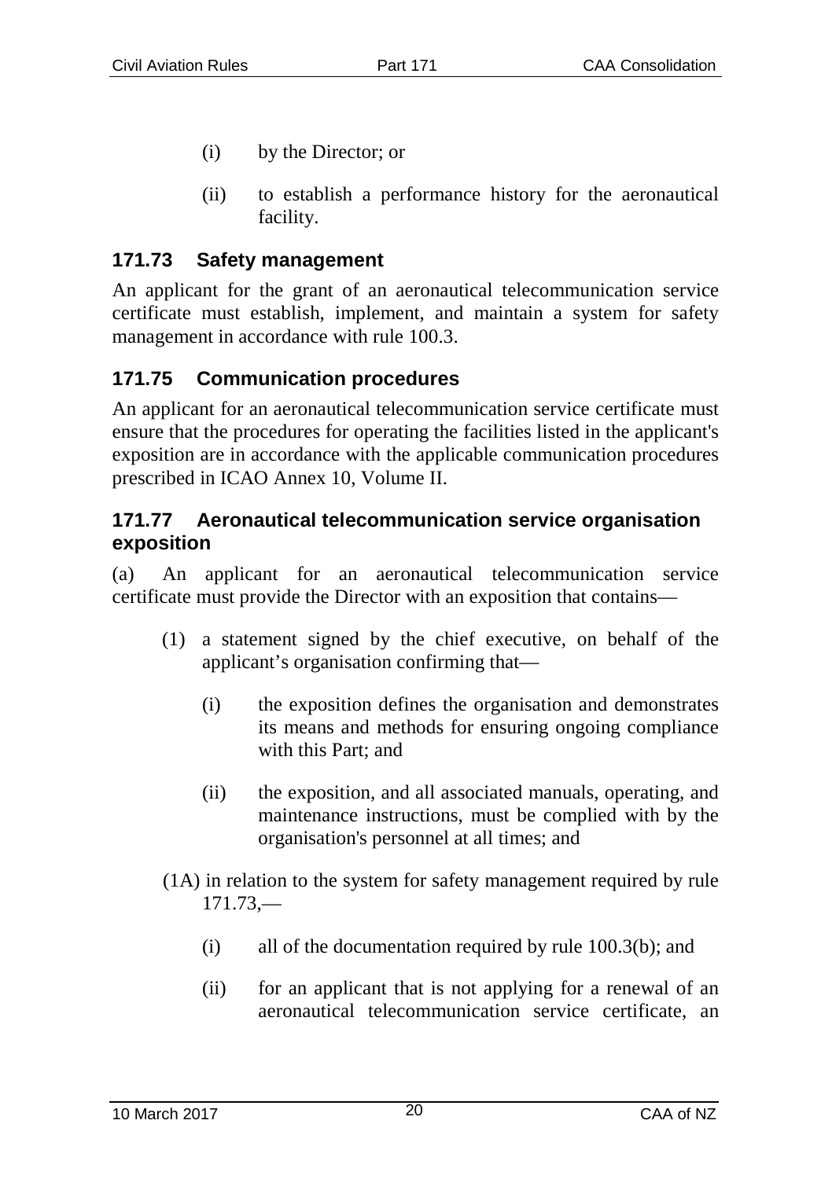(i) by the Director; or

(ii) to establish a performance history for the aeronautical facility.

### 171.73 Safety management

An applicant for the grant of an aeronautical telecommunication service certificate must establish, implement, and maintain a system for safety management in accordance with rule 100.3.

### 171.75 Communication procedures

An applicant for an aeronautical telecommunication service certificate must ensure that the procedures for operating the facilities listed in the applicant's exposition are in accordance with the applicable communication procedures prescribed in ICAO Annex 10, Volume II.

### 171.77 Aeronautical telecommunication service organisation exposition

(a) An applicant for an aeronautical telecommunication service certificate must provide the Director with an exposition that contains—

(1) a statement signed by the chief executive, on behalf of the applicant's organisation confirming that—

(i) the exposition defines the organisation and demonstrates its means and methods for ensuring ongoing compliance with this Part; and

(ii) the exposition, and all associated manuals, operating, and maintenance instructions, must be complied with by the organisation's personnel at all times; and

(1A) in relation to the system for safety management required by rule 171.73,—

(i) all of the documentation required by rule 100.3(b); and

(ii) for an applicant that is not applying for a renewal of an aeronautical telecommunication service certificate, an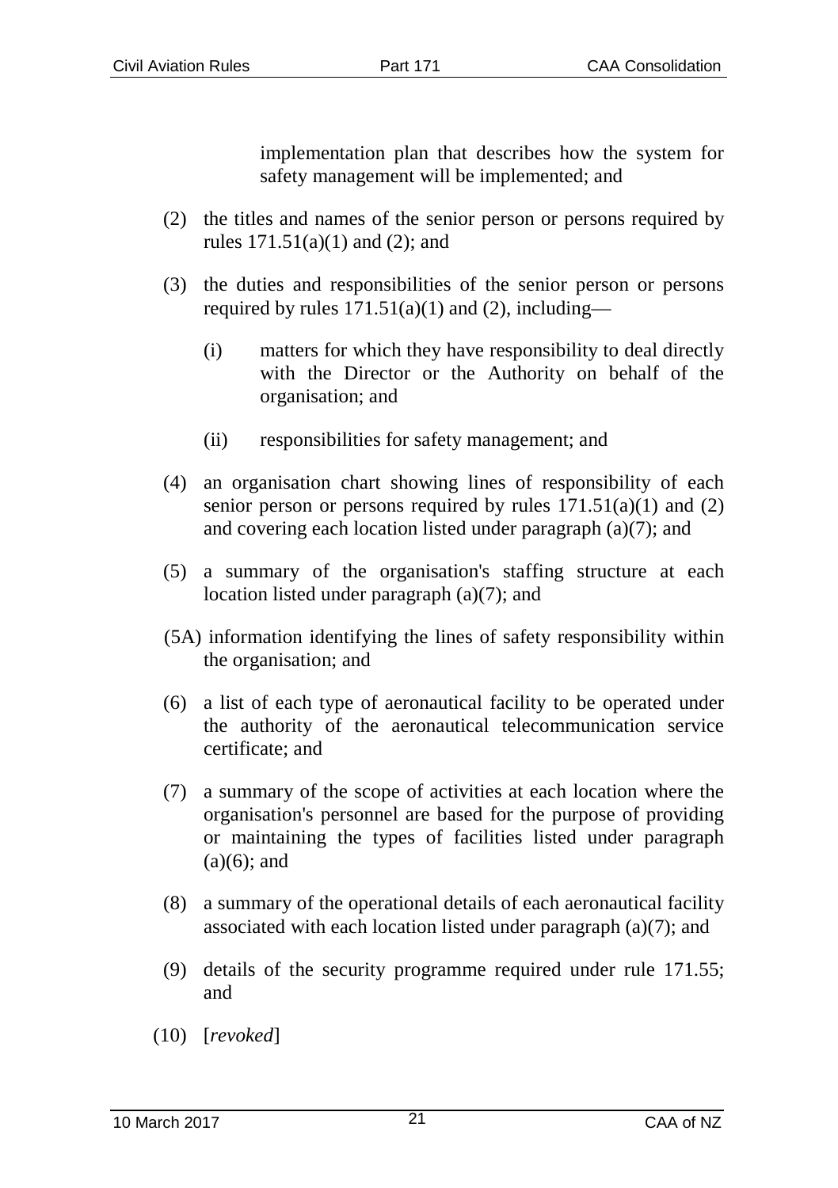implementation plan that describes how the system for safety management will be implemented; and

(2) the titles and names of the senior person or persons required by rules 171.51(a)(1) and (2); and

(3) the duties and responsibilities of the senior person or persons required by rules 171.51(a)(1) and (2), including—

(i) matters for which they have responsibility to deal directly with the Director or the Authority on behalf of the organisation; and

(ii) responsibilities for safety management; and

(4) an organisation chart showing lines of responsibility of each senior person or persons required by rules 171.51(a)(1) and (2) and covering each location listed under paragraph (a)(7); and

(5) a summary of the organisation's staffing structure at each location listed under paragraph (a)(7); and

(5A) information identifying the lines of safety responsibility within the organisation; and

(6) a list of each type of aeronautical facility to be operated under the authority of the aeronautical telecommunication service certificate; and

(7) a summary of the scope of activities at each location where the organisation's personnel are based for the purpose of providing or maintaining the types of facilities listed under paragraph (a)(6); and

(8) a summary of the operational details of each aeronautical facility associated with each location listed under paragraph (a)(7); and

(9) details of the security programme required under rule 171.55; and

(10) [*revoked*]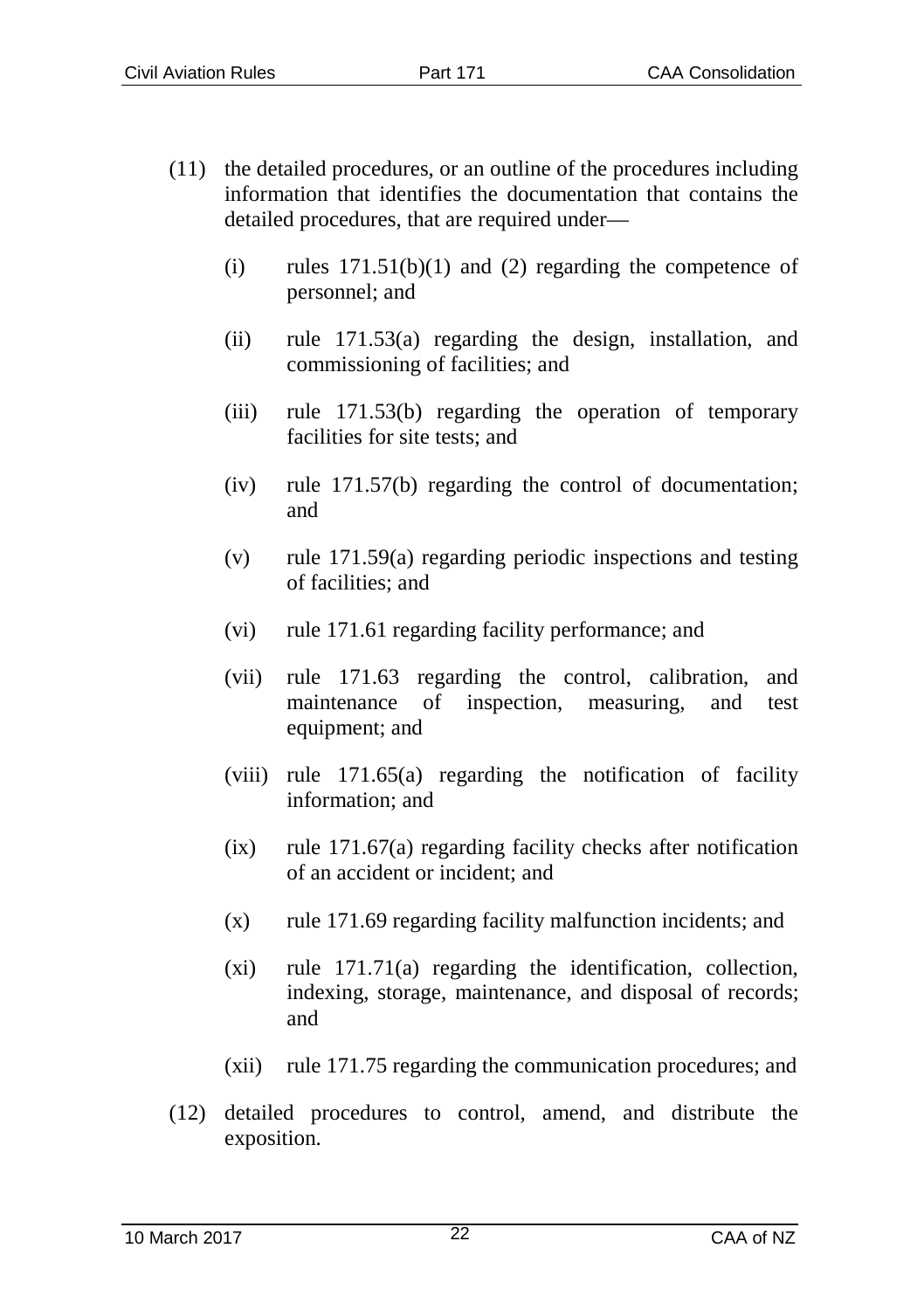(11) the detailed procedures, or an outline of the procedures including information that identifies the documentation that contains the detailed procedures, that are required under—

   (i) rules 171.51(b)(1) and (2) regarding the competence of personnel; and

   (ii) rule 171.53(a) regarding the design, installation, and commissioning of facilities; and

   (iii) rule 171.53(b) regarding the operation of temporary facilities for site tests; and

   (iv) rule 171.57(b) regarding the control of documentation; and

   (v) rule 171.59(a) regarding periodic inspections and testing of facilities; and

   (vi) rule 171.61 regarding facility performance; and

   (vii) rule 171.63 regarding the control, calibration, and maintenance of inspection, measuring, and test equipment; and

   (viii) rule 171.65(a) regarding the notification of facility information; and

   (ix) rule 171.67(a) regarding facility checks after notification of an accident or incident; and

   (x) rule 171.69 regarding facility malfunction incidents; and

   (xi) rule 171.71(a) regarding the identification, collection, indexing, storage, maintenance, and disposal of records; and

   (xii) rule 171.75 regarding the communication procedures; and

(12) detailed procedures to control, amend, and distribute the exposition.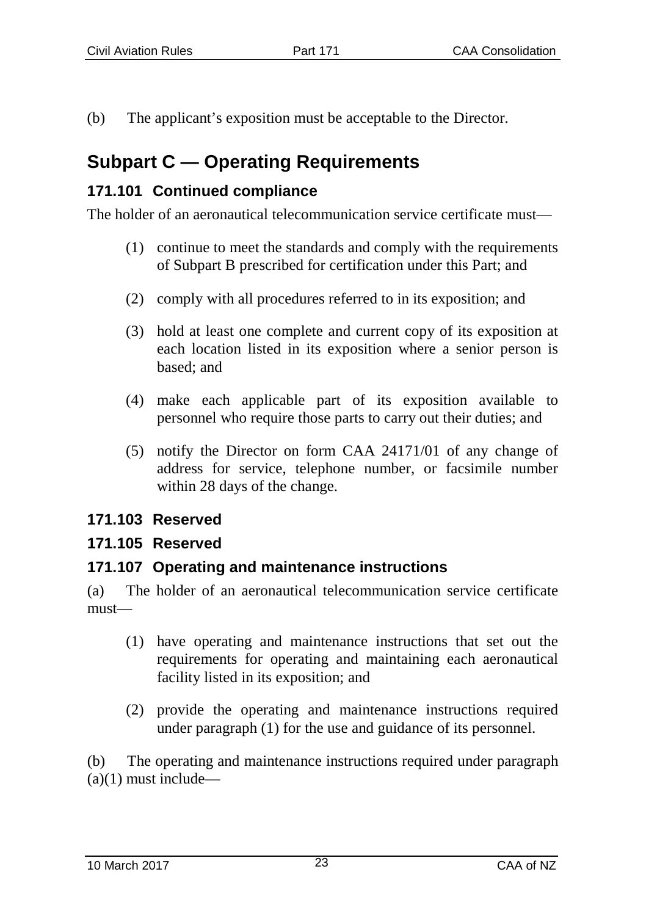(b) The applicant's exposition must be acceptable to the Director.

# Subpart C — Operating Requirements

## 171.101 Continued compliance

The holder of an aeronautical telecommunication service certificate must—

(1) continue to meet the standards and comply with the requirements of Subpart B prescribed for certification under this Part; and

(2) comply with all procedures referred to in its exposition; and

(3) hold at least one complete and current copy of its exposition at each location listed in its exposition where a senior person is based; and

(4) make each applicable part of its exposition available to personnel who require those parts to carry out their duties; and

(5) notify the Director on form CAA 24171/01 of any change of address for service, telephone number, or facsimile number within 28 days of the change.

## 171.103 Reserved

## 171.105 Reserved

## 171.107 Operating and maintenance instructions

(a) The holder of an aeronautical telecommunication service certificate must—

(1) have operating and maintenance instructions that set out the requirements for operating and maintaining each aeronautical facility listed in its exposition; and

(2) provide the operating and maintenance instructions required under paragraph (1) for the use and guidance of its personnel.

(b) The operating and maintenance instructions required under paragraph (a)(1) must include—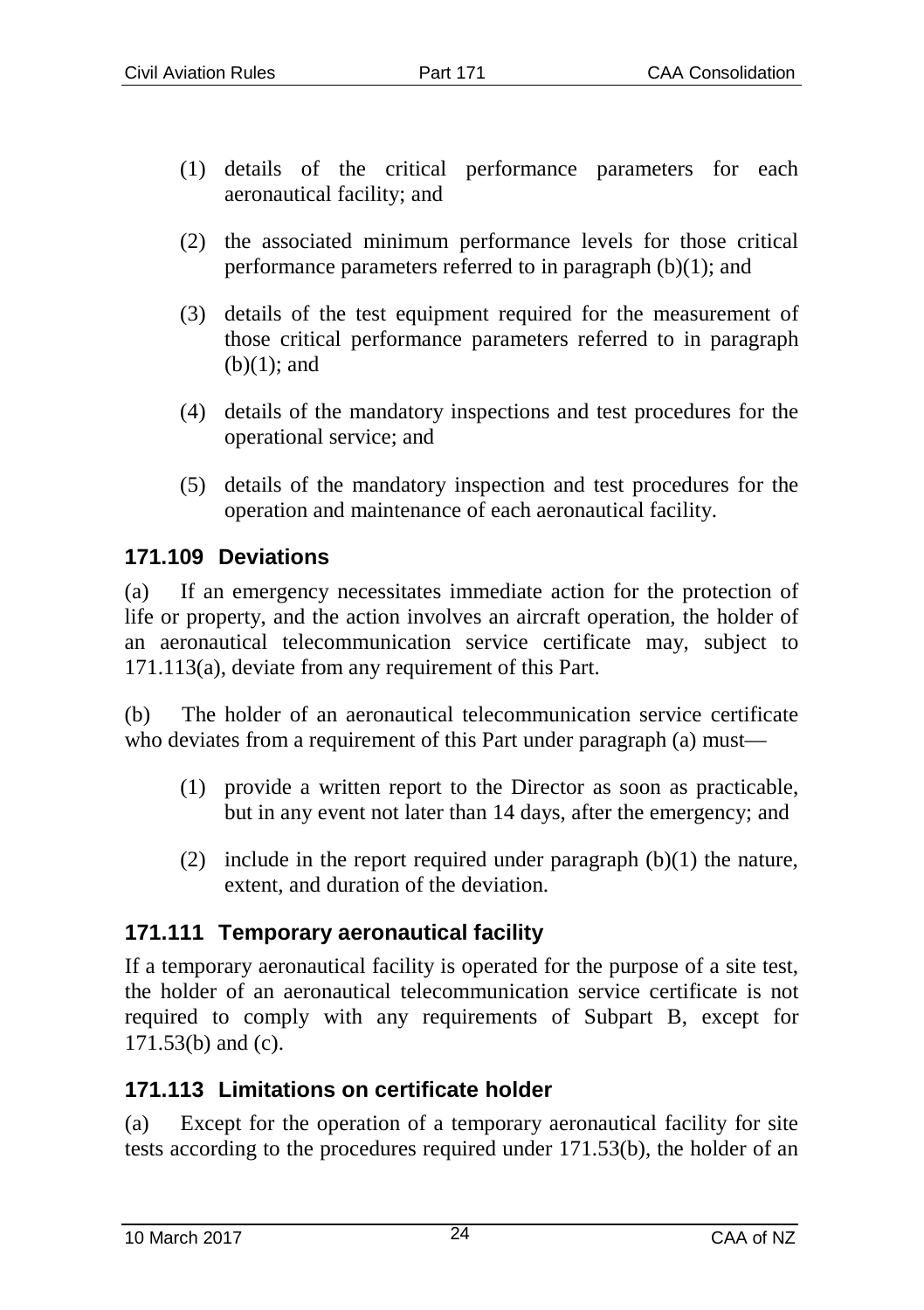(1) details of the critical performance parameters for each aeronautical facility; and

(2) the associated minimum performance levels for those critical performance parameters referred to in paragraph (b)(1); and

(3) details of the test equipment required for the measurement of those critical performance parameters referred to in paragraph (b)(1); and

(4) details of the mandatory inspections and test procedures for the operational service; and

(5) details of the mandatory inspection and test procedures for the operation and maintenance of each aeronautical facility.

### 171.109 Deviations

(a) If an emergency necessitates immediate action for the protection of life or property, and the action involves an aircraft operation, the holder of an aeronautical telecommunication service certificate may, subject to 171.113(a), deviate from any requirement of this Part.

(b) The holder of an aeronautical telecommunication service certificate who deviates from a requirement of this Part under paragraph (a) must—

(1) provide a written report to the Director as soon as practicable, but in any event not later than 14 days, after the emergency; and

(2) include in the report required under paragraph (b)(1) the nature, extent, and duration of the deviation.

### 171.111 Temporary aeronautical facility

If a temporary aeronautical facility is operated for the purpose of a site test, the holder of an aeronautical telecommunication service certificate is not required to comply with any requirements of Subpart B, except for 171.53(b) and (c).

### 171.113 Limitations on certificate holder

(a) Except for the operation of a temporary aeronautical facility for site tests according to the procedures required under 171.53(b), the holder of an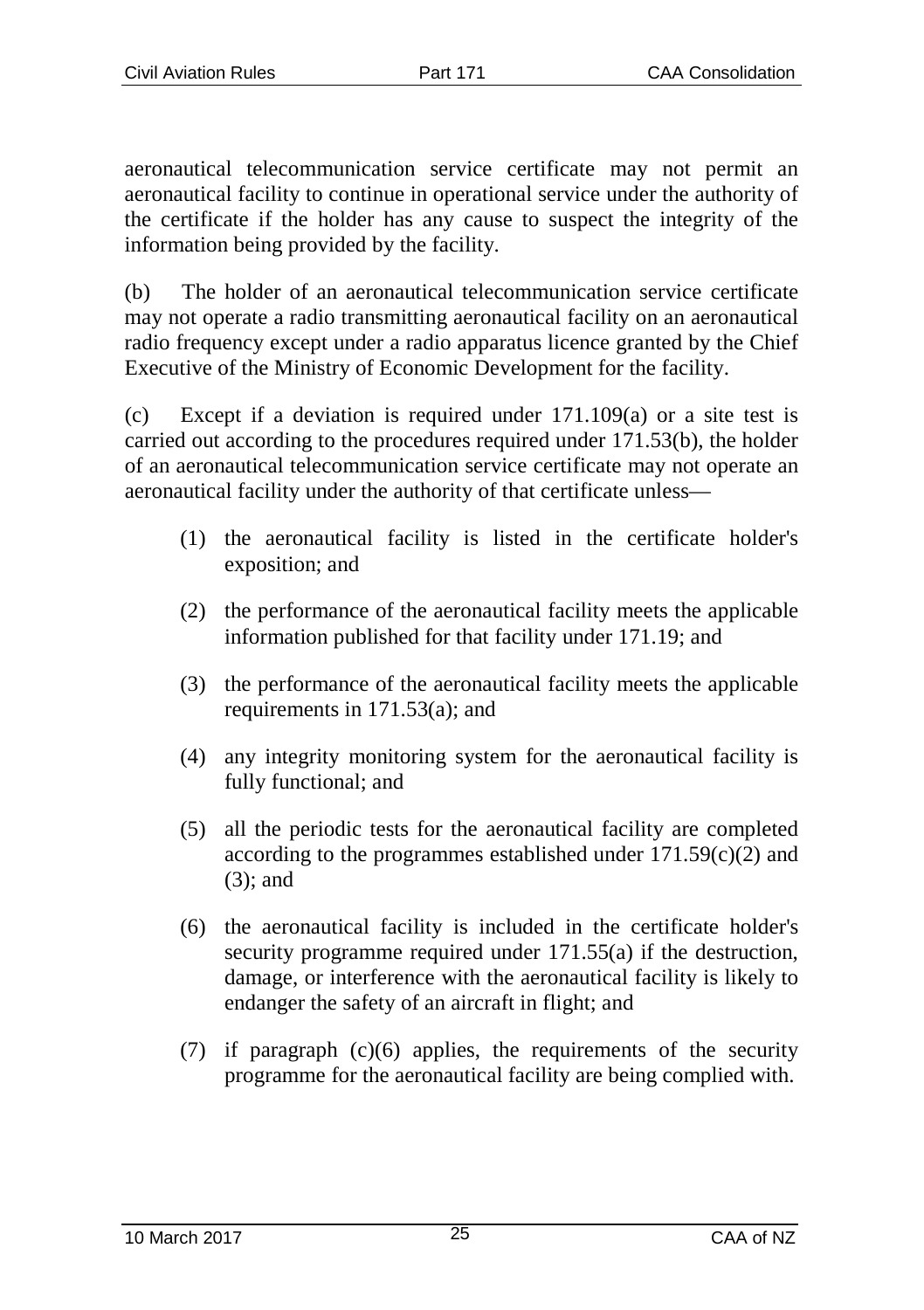aeronautical telecommunication service certificate may not permit an aeronautical facility to continue in operational service under the authority of the certificate if the holder has any cause to suspect the integrity of the information being provided by the facility.

(b) The holder of an aeronautical telecommunication service certificate may not operate a radio transmitting aeronautical facility on an aeronautical radio frequency except under a radio apparatus licence granted by the Chief Executive of the Ministry of Economic Development for the facility.

(c) Except if a deviation is required under 171.109(a) or a site test is carried out according to the procedures required under 171.53(b), the holder of an aeronautical telecommunication service certificate may not operate an aeronautical facility under the authority of that certificate unless—

(1) the aeronautical facility is listed in the certificate holder's exposition; and

(2) the performance of the aeronautical facility meets the applicable information published for that facility under 171.19; and

(3) the performance of the aeronautical facility meets the applicable requirements in 171.53(a); and

(4) any integrity monitoring system for the aeronautical facility is fully functional; and

(5) all the periodic tests for the aeronautical facility are completed according to the programmes established under 171.59(c)(2) and (3); and

(6) the aeronautical facility is included in the certificate holder's security programme required under 171.55(a) if the destruction, damage, or interference with the aeronautical facility is likely to endanger the safety of an aircraft in flight; and

(7) if paragraph (c)(6) applies, the requirements of the security programme for the aeronautical facility are being complied with.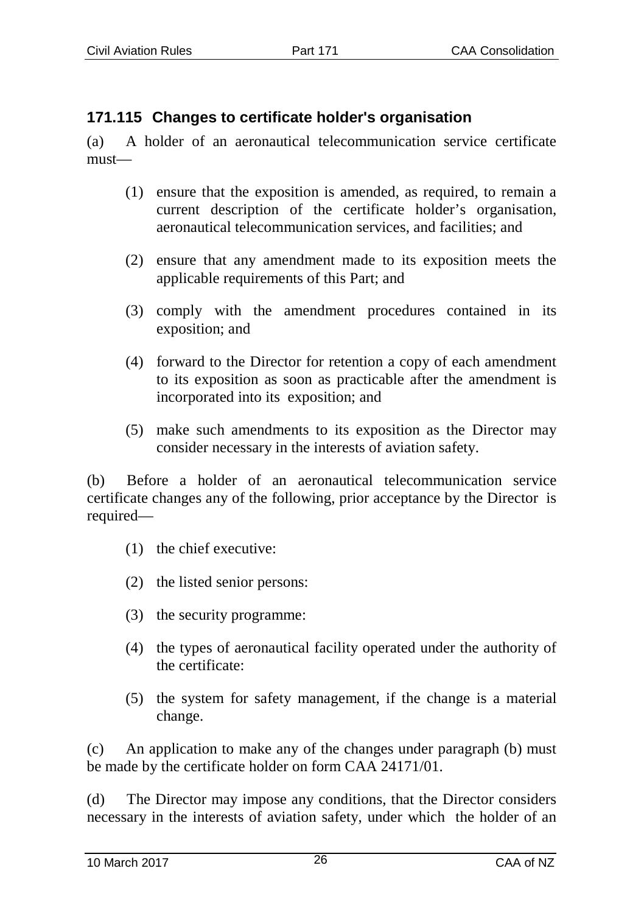### 171.115 Changes to certificate holder's organisation

(a) A holder of an aeronautical telecommunication service certificate must—

(1) ensure that the exposition is amended, as required, to remain a current description of the certificate holder's organisation, aeronautical telecommunication services, and facilities; and

(2) ensure that any amendment made to its exposition meets the applicable requirements of this Part; and

(3) comply with the amendment procedures contained in its exposition; and

(4) forward to the Director for retention a copy of each amendment to its exposition as soon as practicable after the amendment is incorporated into its exposition; and

(5) make such amendments to its exposition as the Director may consider necessary in the interests of aviation safety.

(b) Before a holder of an aeronautical telecommunication service certificate changes any of the following, prior acceptance by the Director is required—

(1) the chief executive:

(2) the listed senior persons:

(3) the security programme:

(4) the types of aeronautical facility operated under the authority of the certificate:

(5) the system for safety management, if the change is a material change.

(c) An application to make any of the changes under paragraph (b) must be made by the certificate holder on form CAA 24171/01.

(d) The Director may impose any conditions, that the Director considers necessary in the interests of aviation safety, under which the holder of an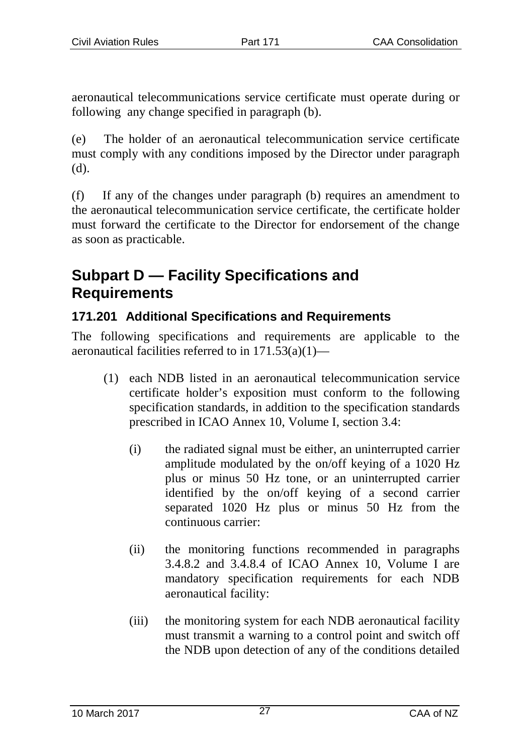aeronautical telecommunications service certificate must operate during or following any change specified in paragraph (b).

(e) The holder of an aeronautical telecommunication service certificate must comply with any conditions imposed by the Director under paragraph (d).

(f) If any of the changes under paragraph (b) requires an amendment to the aeronautical telecommunication service certificate, the certificate holder must forward the certificate to the Director for endorsement of the change as soon as practicable.

## Subpart D — Facility Specifications and Requirements

### 171.201 Additional Specifications and Requirements

The following specifications and requirements are applicable to the aeronautical facilities referred to in 171.53(a)(1)—

(1) each NDB listed in an aeronautical telecommunication service certificate holder's exposition must conform to the following specification standards, in addition to the specification standards prescribed in ICAO Annex 10, Volume I, section 3.4:

(i) the radiated signal must be either, an uninterrupted carrier amplitude modulated by the on/off keying of a 1020 Hz plus or minus 50 Hz tone, or an uninterrupted carrier identified by the on/off keying of a second carrier separated 1020 Hz plus or minus 50 Hz from the continuous carrier:

(ii) the monitoring functions recommended in paragraphs 3.4.8.2 and 3.4.8.4 of ICAO Annex 10, Volume I are mandatory specification requirements for each NDB aeronautical facility:

(iii) the monitoring system for each NDB aeronautical facility must transmit a warning to a control point and switch off the NDB upon detection of any of the conditions detailed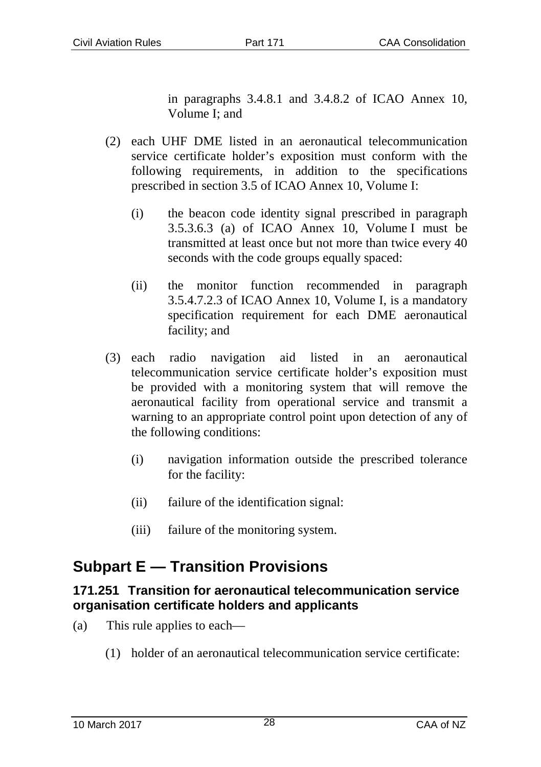in paragraphs 3.4.8.1 and 3.4.8.2 of ICAO Annex 10, Volume I; and

(2) each UHF DME listed in an aeronautical telecommunication service certificate holder's exposition must conform with the following requirements, in addition to the specifications prescribed in section 3.5 of ICAO Annex 10, Volume I:

(i) the beacon code identity signal prescribed in paragraph 3.5.3.6.3 (a) of ICAO Annex 10, Volume I must be transmitted at least once but not more than twice every 40 seconds with the code groups equally spaced:

(ii) the monitor function recommended in paragraph 3.5.4.7.2.3 of ICAO Annex 10, Volume I, is a mandatory specification requirement for each DME aeronautical facility; and

(3) each radio navigation aid listed in an aeronautical telecommunication service certificate holder's exposition must be provided with a monitoring system that will remove the aeronautical facility from operational service and transmit a warning to an appropriate control point upon detection of any of the following conditions:

(i) navigation information outside the prescribed tolerance for the facility:

(ii) failure of the identification signal:

(iii) failure of the monitoring system.

## Subpart E — Transition Provisions

### 171.251 Transition for aeronautical telecommunication service organisation certificate holders and applicants

(a) This rule applies to each—

(1) holder of an aeronautical telecommunication service certificate: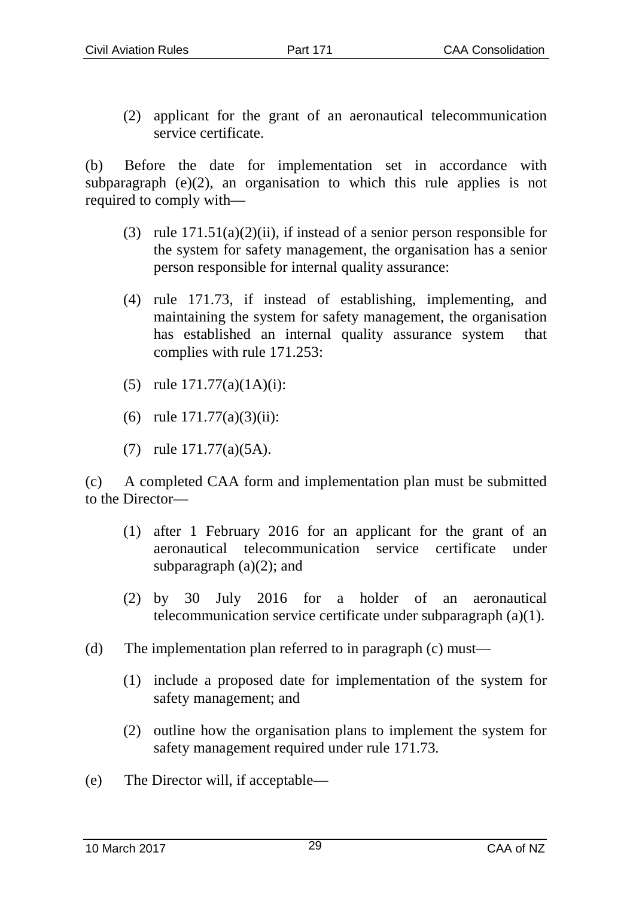(2) applicant for the grant of an aeronautical telecommunication service certificate.

(b) Before the date for implementation set in accordance with subparagraph (e)(2), an organisation to which this rule applies is not required to comply with—

(3) rule 171.51(a)(2)(ii), if instead of a senior person responsible for the system for safety management, the organisation has a senior person responsible for internal quality assurance:

(4) rule 171.73, if instead of establishing, implementing, and maintaining the system for safety management, the organisation has established an internal quality assurance system that complies with rule 171.253:

(5) rule 171.77(a)(1A)(i):

(6) rule 171.77(a)(3)(ii):

(7) rule 171.77(a)(5A).

(c) A completed CAA form and implementation plan must be submitted to the Director—

(1) after 1 February 2016 for an applicant for the grant of an aeronautical telecommunication service certificate under subparagraph (a)(2); and

(2) by 30 July 2016 for a holder of an aeronautical telecommunication service certificate under subparagraph (a)(1).

(d) The implementation plan referred to in paragraph (c) must—

(1) include a proposed date for implementation of the system for safety management; and

(2) outline how the organisation plans to implement the system for safety management required under rule 171.73.

(e) The Director will, if acceptable—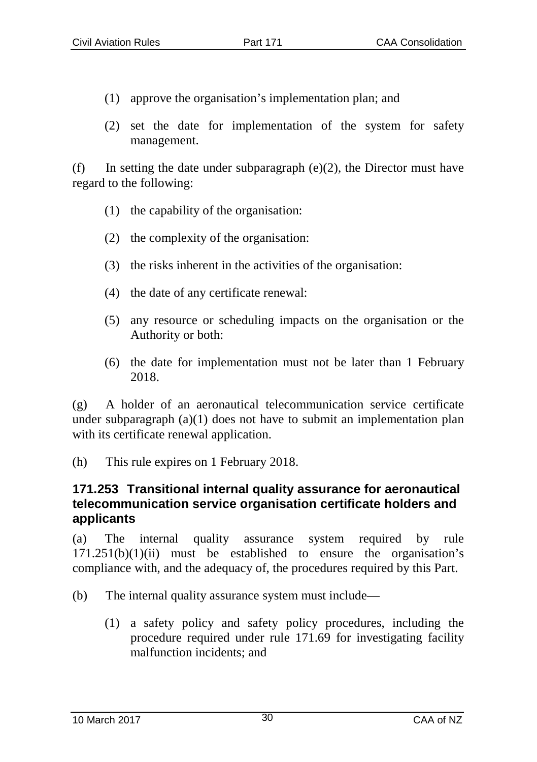(1) approve the organisation's implementation plan; and

(2) set the date for implementation of the system for safety management.

(f) In setting the date under subparagraph (e)(2), the Director must have regard to the following:

(1) the capability of the organisation:

(2) the complexity of the organisation:

(3) the risks inherent in the activities of the organisation:

(4) the date of any certificate renewal:

(5) any resource or scheduling impacts on the organisation or the Authority or both:

(6) the date for implementation must not be later than 1 February 2018.

(g) A holder of an aeronautical telecommunication service certificate under subparagraph (a)(1) does not have to submit an implementation plan with its certificate renewal application.

(h) This rule expires on 1 February 2018.

### 171.253 Transitional internal quality assurance for aeronautical telecommunication service organisation certificate holders and applicants

(a) The internal quality assurance system required by rule 171.251(b)(1)(ii) must be established to ensure the organisation's compliance with, and the adequacy of, the procedures required by this Part.

(b) The internal quality assurance system must include—

(1) a safety policy and safety policy procedures, including the procedure required under rule 171.69 for investigating facility malfunction incidents; and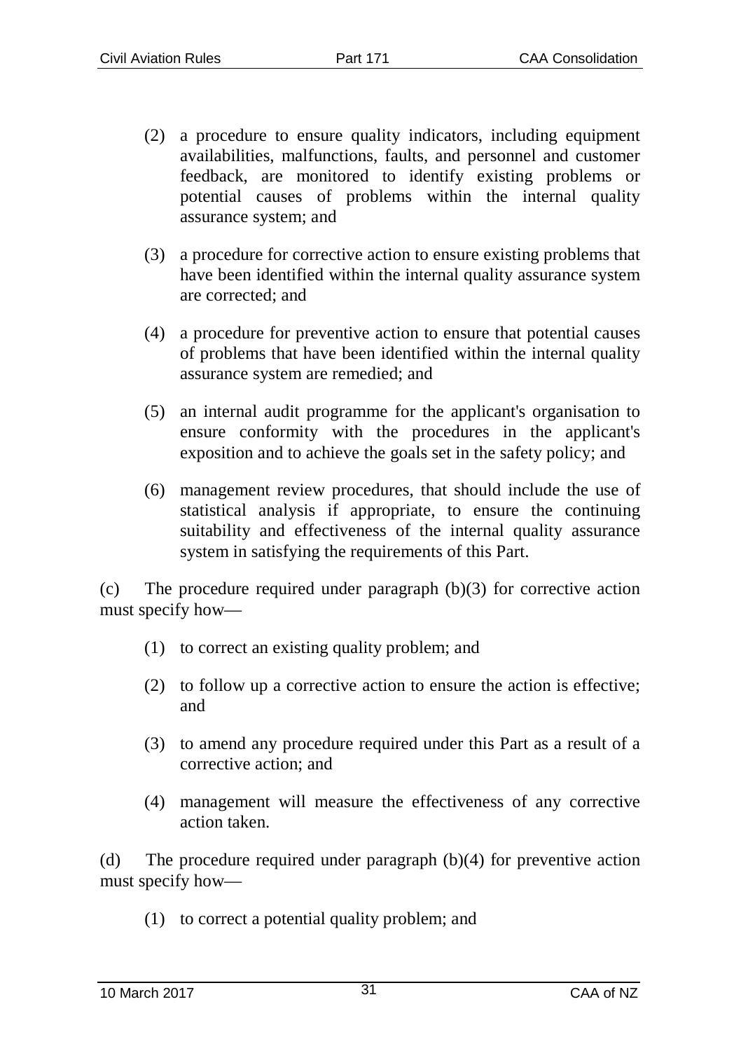(2) a procedure to ensure quality indicators, including equipment availabilities, malfunctions, faults, and personnel and customer feedback, are monitored to identify existing problems or potential causes of problems within the internal quality assurance system; and

(3) a procedure for corrective action to ensure existing problems that have been identified within the internal quality assurance system are corrected; and

(4) a procedure for preventive action to ensure that potential causes of problems that have been identified within the internal quality assurance system are remedied; and

(5) an internal audit programme for the applicant's organisation to ensure conformity with the procedures in the applicant's exposition and to achieve the goals set in the safety policy; and

(6) management review procedures, that should include the use of statistical analysis if appropriate, to ensure the continuing suitability and effectiveness of the internal quality assurance system in satisfying the requirements of this Part.

(c) The procedure required under paragraph (b)(3) for corrective action must specify how—

(1) to correct an existing quality problem; and

(2) to follow up a corrective action to ensure the action is effective; and

(3) to amend any procedure required under this Part as a result of a corrective action; and

(4) management will measure the effectiveness of any corrective action taken.

(d) The procedure required under paragraph (b)(4) for preventive action must specify how—

(1) to correct a potential quality problem; and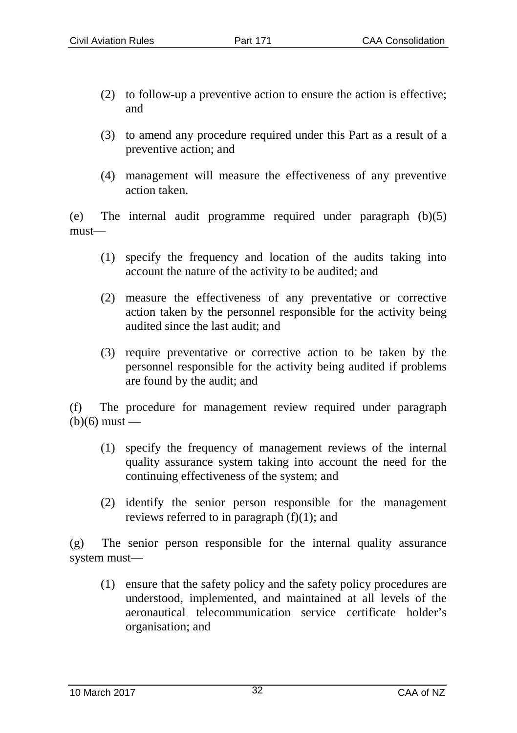(2) to follow-up a preventive action to ensure the action is effective; and

(3) to amend any procedure required under this Part as a result of a preventive action; and

(4) management will measure the effectiveness of any preventive action taken.

(e) The internal audit programme required under paragraph (b)(5) must—

(1) specify the frequency and location of the audits taking into account the nature of the activity to be audited; and

(2) measure the effectiveness of any preventative or corrective action taken by the personnel responsible for the activity being audited since the last audit; and

(3) require preventative or corrective action to be taken by the personnel responsible for the activity being audited if problems are found by the audit; and

(f) The procedure for management review required under paragraph (b)(6) must —

(1) specify the frequency of management reviews of the internal quality assurance system taking into account the need for the continuing effectiveness of the system; and

(2) identify the senior person responsible for the management reviews referred to in paragraph (f)(1); and

(g) The senior person responsible for the internal quality assurance system must—

(1) ensure that the safety policy and the safety policy procedures are understood, implemented, and maintained at all levels of the aeronautical telecommunication service certificate holder's organisation; and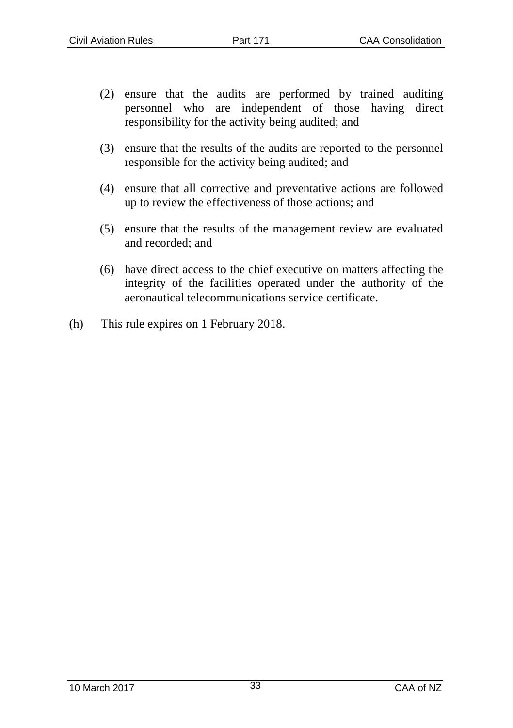(2) ensure that the audits are performed by trained auditing personnel who are independent of those having direct responsibility for the activity being audited; and

(3) ensure that the results of the audits are reported to the personnel responsible for the activity being audited; and

(4) ensure that all corrective and preventative actions are followed up to review the effectiveness of those actions; and

(5) ensure that the results of the management review are evaluated and recorded; and

(6) have direct access to the chief executive on matters affecting the integrity of the facilities operated under the authority of the aeronautical telecommunications service certificate.

(h) This rule expires on 1 February 2018.